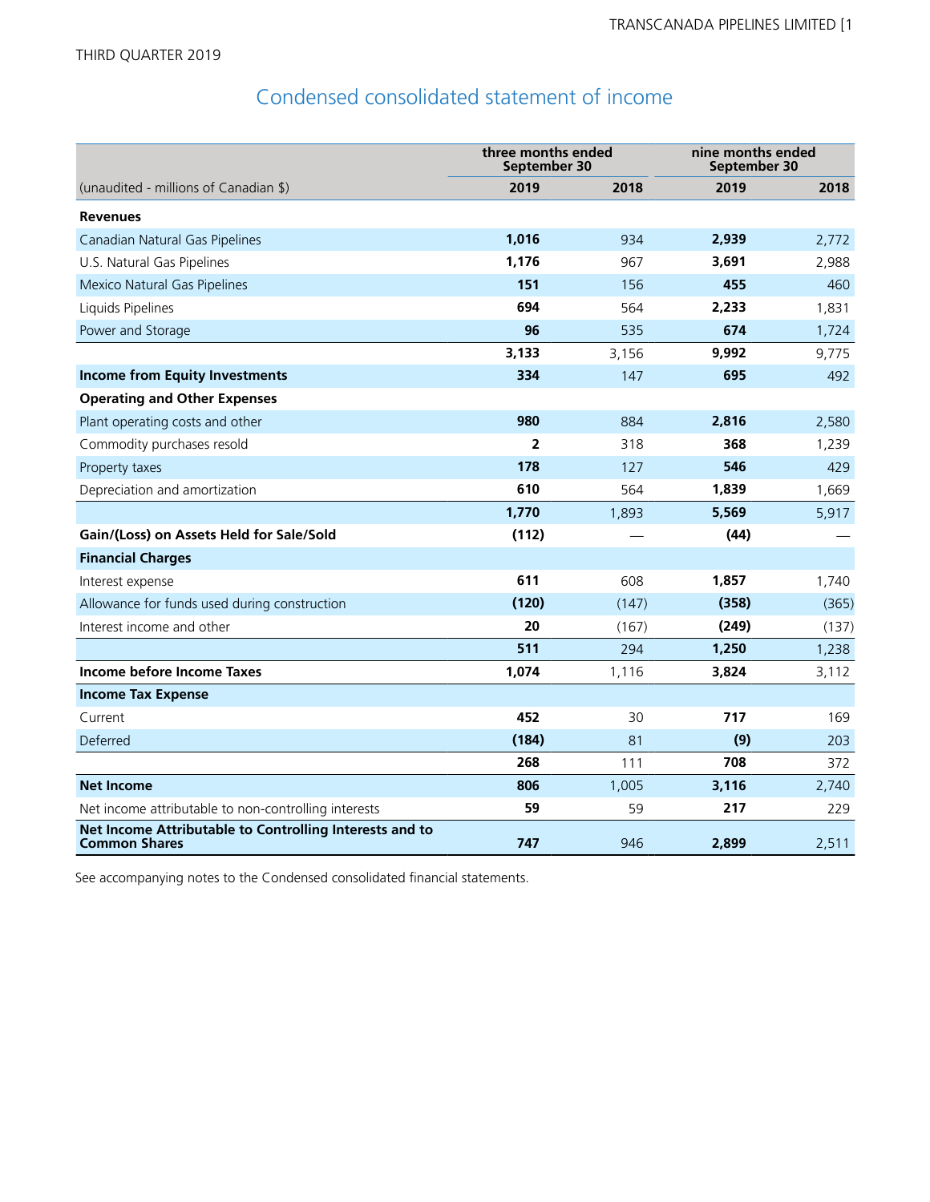THIRD QUARTER 2019

## Condensed consolidated statement of income

| | three months ended September 30 | | nine months ended September 30 | |
|---|---|---|---|---|
| (unaudited - millions of Canadian $) | **2019** | 2018 | **2019** | 2018 |
| **Revenues** | | | | |
| Canadian Natural Gas Pipelines | **1,016** | 934 | **2,939** | 2,772 |
| U.S. Natural Gas Pipelines | **1,176** | 967 | **3,691** | 2,988 |
| Mexico Natural Gas Pipelines | **151** | 156 | **455** | 460 |
| Liquids Pipelines | **694** | 564 | **2,233** | 1,831 |
| Power and Storage | **96** | 535 | **674** | 1,724 |
| | **3,133** | 3,156 | **9,992** | 9,775 |
| **Income from Equity Investments** | **334** | 147 | **695** | 492 |
| **Operating and Other Expenses** | | | | |
| Plant operating costs and other | **980** | 884 | **2,816** | 2,580 |
| Commodity purchases resold | **2** | 318 | **368** | 1,239 |
| Property taxes | **178** | 127 | **546** | 429 |
| Depreciation and amortization | **610** | 564 | **1,839** | 1,669 |
| | **1,770** | 1,893 | **5,569** | 5,917 |
| **Gain/(Loss) on Assets Held for Sale/Sold** | **(112)** | — | **(44)** | — |
| **Financial Charges** | | | | |
| Interest expense | **611** | 608 | **1,857** | 1,740 |
| Allowance for funds used during construction | **(120)** | (147) | **(358)** | (365) |
| Interest income and other | **20** | (167) | **(249)** | (137) |
| | **511** | 294 | **1,250** | 1,238 |
| **Income before Income Taxes** | **1,074** | 1,116 | **3,824** | 3,112 |
| **Income Tax Expense** | | | | |
| Current | **452** | 30 | **717** | 169 |
| Deferred | **(184)** | 81 | **(9)** | 203 |
| | **268** | 111 | **708** | 372 |
| **Net Income** | **806** | 1,005 | **3,116** | 2,740 |
| Net income attributable to non-controlling interests | **59** | 59 | **217** | 229 |
| **Net Income Attributable to Controlling Interests and to Common Shares** | **747** | 946 | **2,899** | 2,511 |

See accompanying notes to the Condensed consolidated financial statements.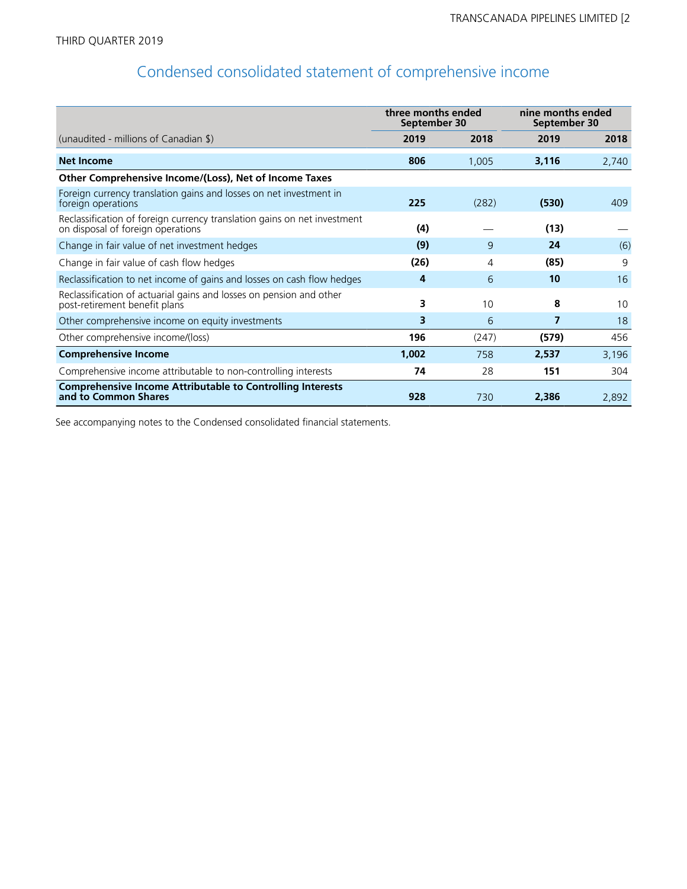THIRD QUARTER 2019

# Condensed consolidated statement of comprehensive income

| (unaudited - millions of Canadian $) | three months ended September 30 | | nine months ended September 30 | |
|---|---|---|---|---|
| | **2019** | **2018** | **2019** | **2018** |
| **Net Income** | **806** | 1,005 | **3,116** | 2,740 |
| **Other Comprehensive Income/(Loss), Net of Income Taxes** | | | | |
| Foreign currency translation gains and losses on net investment in foreign operations | **225** | (282) | **(530)** | 409 |
| Reclassification of foreign currency translation gains on net investment on disposal of foreign operations | **(4)** | — | **(13)** | — |
| Change in fair value of net investment hedges | **(9)** | 9 | **24** | (6) |
| Change in fair value of cash flow hedges | **(26)** | 4 | **(85)** | 9 |
| Reclassification to net income of gains and losses on cash flow hedges | **4** | 6 | **10** | 16 |
| Reclassification of actuarial gains and losses on pension and other post-retirement benefit plans | **3** | 10 | **8** | 10 |
| Other comprehensive income on equity investments | **3** | 6 | **7** | 18 |
| Other comprehensive income/(loss) | **196** | (247) | **(579)** | 456 |
| **Comprehensive Income** | **1,002** | 758 | **2,537** | 3,196 |
| Comprehensive income attributable to non-controlling interests | **74** | 28 | **151** | 304 |
| **Comprehensive Income Attributable to Controlling Interests and to Common Shares** | **928** | 730 | **2,386** | 2,892 |

See accompanying notes to the Condensed consolidated financial statements.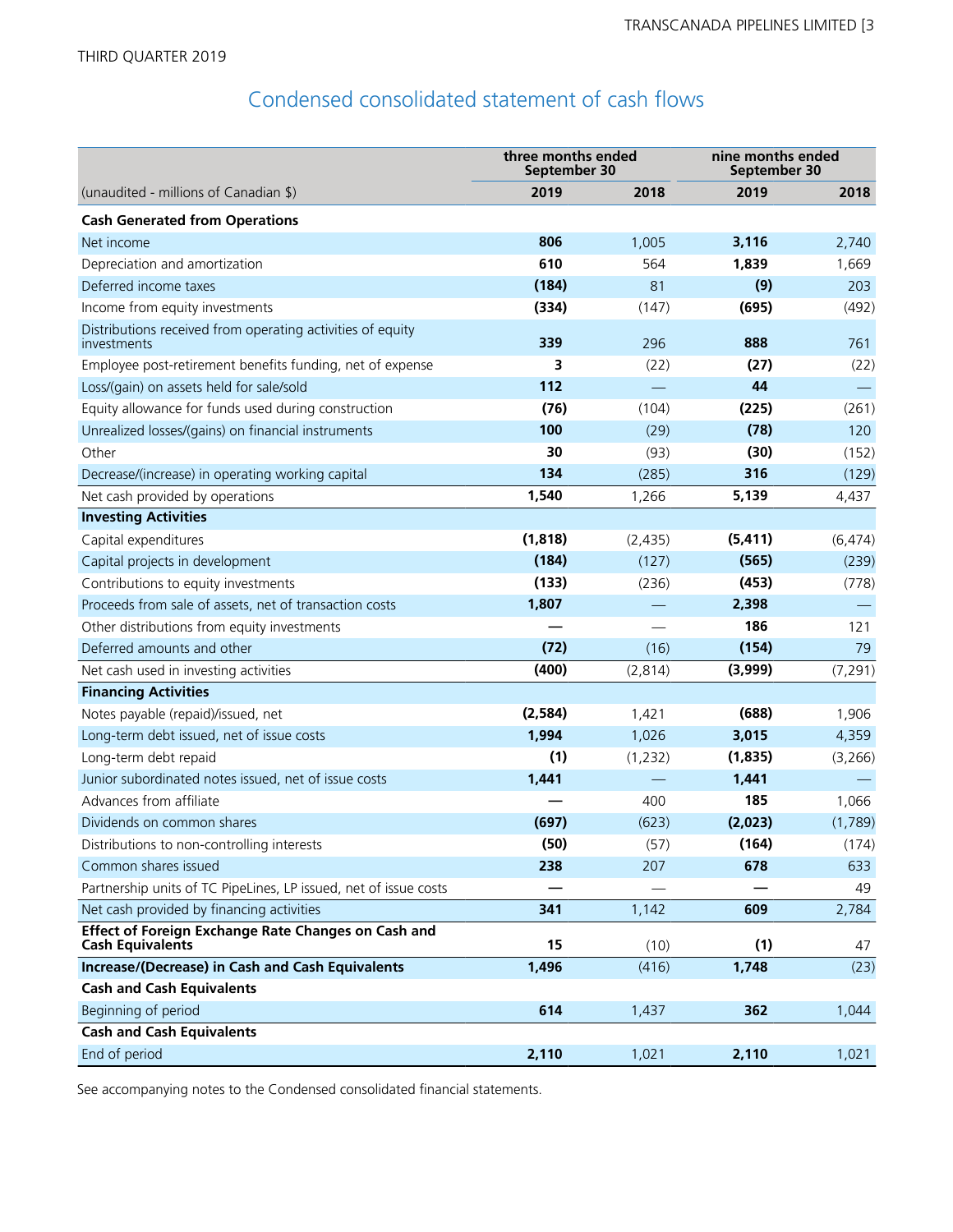THIRD QUARTER 2019

# Condensed consolidated statement of cash flows

| (unaudited - millions of Canadian $) | three months ended September 30 | | nine months ended September 30 | |
|---|---|---|---|---|
| | **2019** | **2018** | **2019** | **2018** |
| **Cash Generated from Operations** | | | | |
| Net income | **806** | 1,005 | **3,116** | 2,740 |
| Depreciation and amortization | **610** | 564 | **1,839** | 1,669 |
| Deferred income taxes | **(184)** | 81 | **(9)** | 203 |
| Income from equity investments | **(334)** | (147) | **(695)** | (492) |
| Distributions received from operating activities of equity investments | **339** | 296 | **888** | 761 |
| Employee post-retirement benefits funding, net of expense | **3** | (22) | **(27)** | (22) |
| Loss/(gain) on assets held for sale/sold | **112** | — | **44** | — |
| Equity allowance for funds used during construction | **(76)** | (104) | **(225)** | (261) |
| Unrealized losses/(gains) on financial instruments | **100** | (29) | **(78)** | 120 |
| Other | **30** | (93) | **(30)** | (152) |
| Decrease/(increase) in operating working capital | **134** | (285) | **316** | (129) |
| Net cash provided by operations | **1,540** | 1,266 | **5,139** | 4,437 |
| **Investing Activities** | | | | |
| Capital expenditures | **(1,818)** | (2,435) | **(5,411)** | (6,474) |
| Capital projects in development | **(184)** | (127) | **(565)** | (239) |
| Contributions to equity investments | **(133)** | (236) | **(453)** | (778) |
| Proceeds from sale of assets, net of transaction costs | **1,807** | — | **2,398** | — |
| Other distributions from equity investments | **—** | — | **186** | 121 |
| Deferred amounts and other | **(72)** | (16) | **(154)** | 79 |
| Net cash used in investing activities | **(400)** | (2,814) | **(3,999)** | (7,291) |
| **Financing Activities** | | | | |
| Notes payable (repaid)/issued, net | **(2,584)** | 1,421 | **(688)** | 1,906 |
| Long-term debt issued, net of issue costs | **1,994** | 1,026 | **3,015** | 4,359 |
| Long-term debt repaid | **(1)** | (1,232) | **(1,835)** | (3,266) |
| Junior subordinated notes issued, net of issue costs | **1,441** | — | **1,441** | — |
| Advances from affiliate | **—** | 400 | **185** | 1,066 |
| Dividends on common shares | **(697)** | (623) | **(2,023)** | (1,789) |
| Distributions to non-controlling interests | **(50)** | (57) | **(164)** | (174) |
| Common shares issued | **238** | 207 | **678** | 633 |
| Partnership units of TC PipeLines, LP issued, net of issue costs | **—** | — | **—** | 49 |
| Net cash provided by financing activities | **341** | 1,142 | **609** | 2,784 |
| **Effect of Foreign Exchange Rate Changes on Cash and Cash Equivalents** | **15** | (10) | **(1)** | 47 |
| **Increase/(Decrease) in Cash and Cash Equivalents** | **1,496** | (416) | **1,748** | (23) |
| **Cash and Cash Equivalents** | | | | |
| Beginning of period | **614** | 1,437 | **362** | 1,044 |
| **Cash and Cash Equivalents** | | | | |
| End of period | **2,110** | 1,021 | **2,110** | 1,021 |

See accompanying notes to the Condensed consolidated financial statements.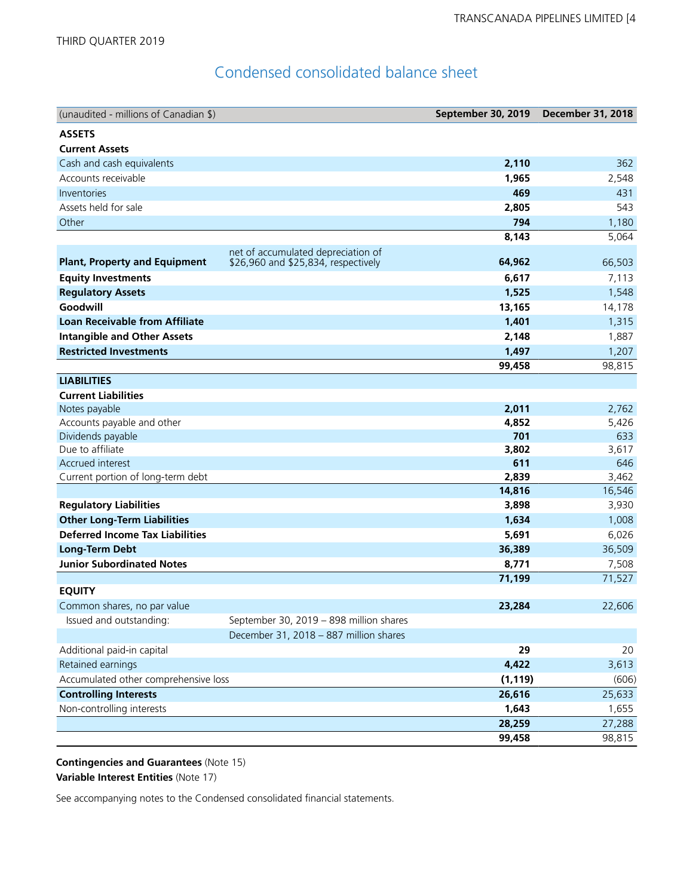THIRD QUARTER 2019

# Condensed consolidated balance sheet

| (unaudited - millions of Canadian $) | | September 30, 2019 | December 31, 2018 |
|---|---|---|---|
| **ASSETS** | | | |
| **Current Assets** | | | |
| Cash and cash equivalents | | **2,110** | 362 |
| Accounts receivable | | **1,965** | 2,548 |
| Inventories | | **469** | 431 |
| Assets held for sale | | **2,805** | 543 |
| Other | | **794** | 1,180 |
| | | **8,143** | 5,064 |
| **Plant, Property and Equipment** | net of accumulated depreciation of $26,960 and $25,834, respectively | **64,962** | 66,503 |
| **Equity Investments** | | **6,617** | 7,113 |
| **Regulatory Assets** | | **1,525** | 1,548 |
| **Goodwill** | | **13,165** | 14,178 |
| **Loan Receivable from Affiliate** | | **1,401** | 1,315 |
| **Intangible and Other Assets** | | **2,148** | 1,887 |
| **Restricted Investments** | | **1,497** | 1,207 |
| | | **99,458** | 98,815 |
| **LIABILITIES** | | | |
| **Current Liabilities** | | | |
| Notes payable | | **2,011** | 2,762 |
| Accounts payable and other | | **4,852** | 5,426 |
| Dividends payable | | **701** | 633 |
| Due to affiliate | | **3,802** | 3,617 |
| Accrued interest | | **611** | 646 |
| Current portion of long-term debt | | **2,839** | 3,462 |
| | | **14,816** | 16,546 |
| **Regulatory Liabilities** | | **3,898** | 3,930 |
| **Other Long-Term Liabilities** | | **1,634** | 1,008 |
| **Deferred Income Tax Liabilities** | | **5,691** | 6,026 |
| **Long-Term Debt** | | **36,389** | 36,509 |
| **Junior Subordinated Notes** | | **8,771** | 7,508 |
| | | **71,199** | 71,527 |
| **EQUITY** | | | |
| Common shares, no par value | | **23,284** | 22,606 |
| Issued and outstanding: | September 30, 2019 – 898 million shares | | |
| | December 31, 2018 – 887 million shares | | |
| Additional paid-in capital | | **29** | 20 |
| Retained earnings | | **4,422** | 3,613 |
| Accumulated other comprehensive loss | | **(1,119)** | (606) |
| **Controlling Interests** | | **26,616** | 25,633 |
| Non-controlling interests | | **1,643** | 1,655 |
| | | **28,259** | 27,288 |
| | | **99,458** | 98,815 |

**Contingencies and Guarantees** (Note 15)
**Variable Interest Entities** (Note 17)

See accompanying notes to the Condensed consolidated financial statements.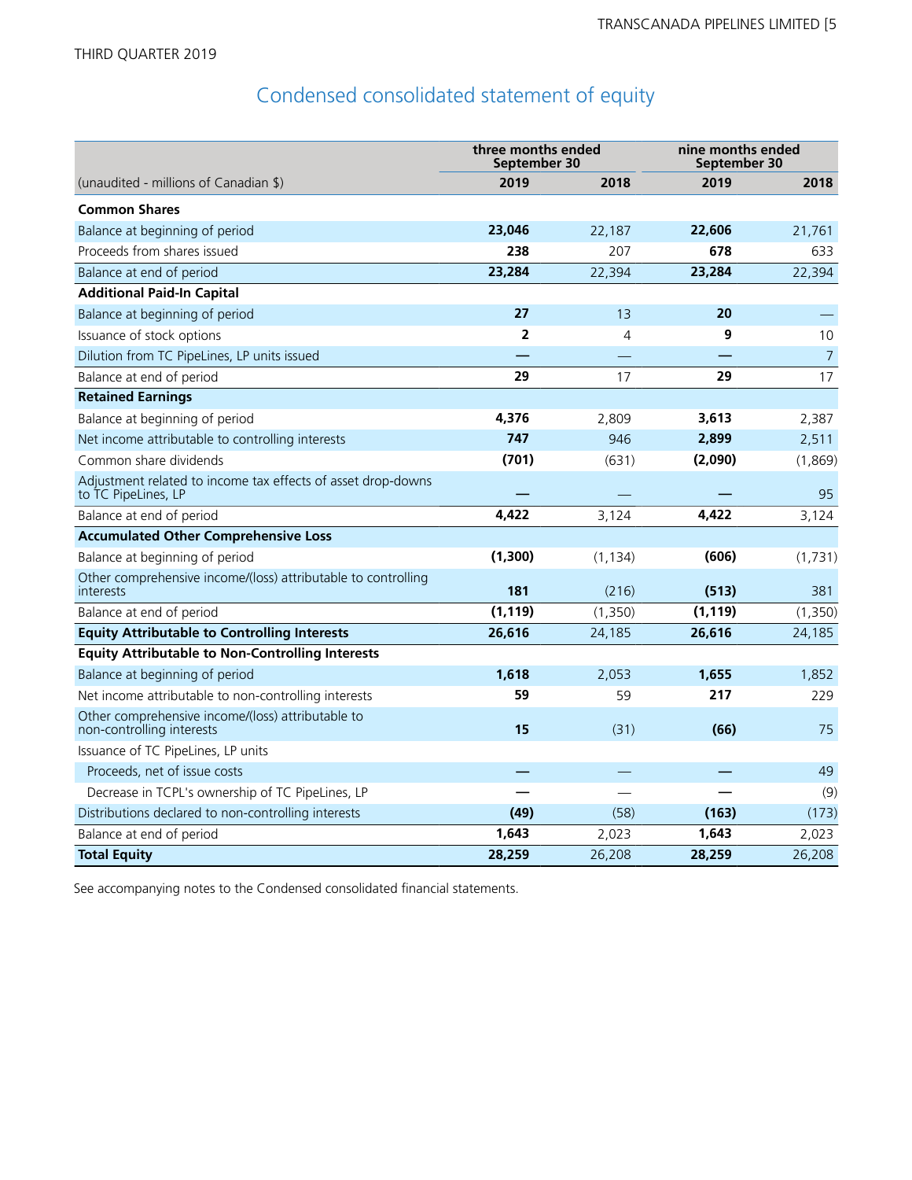THIRD QUARTER 2019

## Condensed consolidated statement of equity

| | three months ended September 30 | | nine months ended September 30 | |
|---|---|---|---|---|
| (unaudited - millions of Canadian $) | **2019** | 2018 | **2019** | 2018 |
| **Common Shares** | | | | |
| Balance at beginning of period | **23,046** | 22,187 | **22,606** | 21,761 |
| Proceeds from shares issued | **238** | 207 | **678** | 633 |
| Balance at end of period | **23,284** | 22,394 | **23,284** | 22,394 |
| **Additional Paid-In Capital** | | | | |
| Balance at beginning of period | **27** | 13 | **20** | — |
| Issuance of stock options | **2** | 4 | **9** | 10 |
| Dilution from TC PipeLines, LP units issued | **—** | — | **—** | 7 |
| Balance at end of period | **29** | 17 | **29** | 17 |
| **Retained Earnings** | | | | |
| Balance at beginning of period | **4,376** | 2,809 | **3,613** | 2,387 |
| Net income attributable to controlling interests | **747** | 946 | **2,899** | 2,511 |
| Common share dividends | **(701)** | (631) | **(2,090)** | (1,869) |
| Adjustment related to income tax effects of asset drop-downs to TC PipeLines, LP | **—** | — | **—** | 95 |
| Balance at end of period | **4,422** | 3,124 | **4,422** | 3,124 |
| **Accumulated Other Comprehensive Loss** | | | | |
| Balance at beginning of period | **(1,300)** | (1,134) | **(606)** | (1,731) |
| Other comprehensive income/(loss) attributable to controlling interests | **181** | (216) | **(513)** | 381 |
| Balance at end of period | **(1,119)** | (1,350) | **(1,119)** | (1,350) |
| **Equity Attributable to Controlling Interests** | **26,616** | 24,185 | **26,616** | 24,185 |
| **Equity Attributable to Non-Controlling Interests** | | | | |
| Balance at beginning of period | **1,618** | 2,053 | **1,655** | 1,852 |
| Net income attributable to non-controlling interests | **59** | 59 | **217** | 229 |
| Other comprehensive income/(loss) attributable to non-controlling interests | **15** | (31) | **(66)** | 75 |
| Issuance of TC PipeLines, LP units | | | | |
| Proceeds, net of issue costs | **—** | — | **—** | 49 |
| Decrease in TCPL's ownership of TC PipeLines, LP | **—** | — | **—** | (9) |
| Distributions declared to non-controlling interests | **(49)** | (58) | **(163)** | (173) |
| Balance at end of period | **1,643** | 2,023 | **1,643** | 2,023 |
| **Total Equity** | **28,259** | 26,208 | **28,259** | 26,208 |

See accompanying notes to the Condensed consolidated financial statements.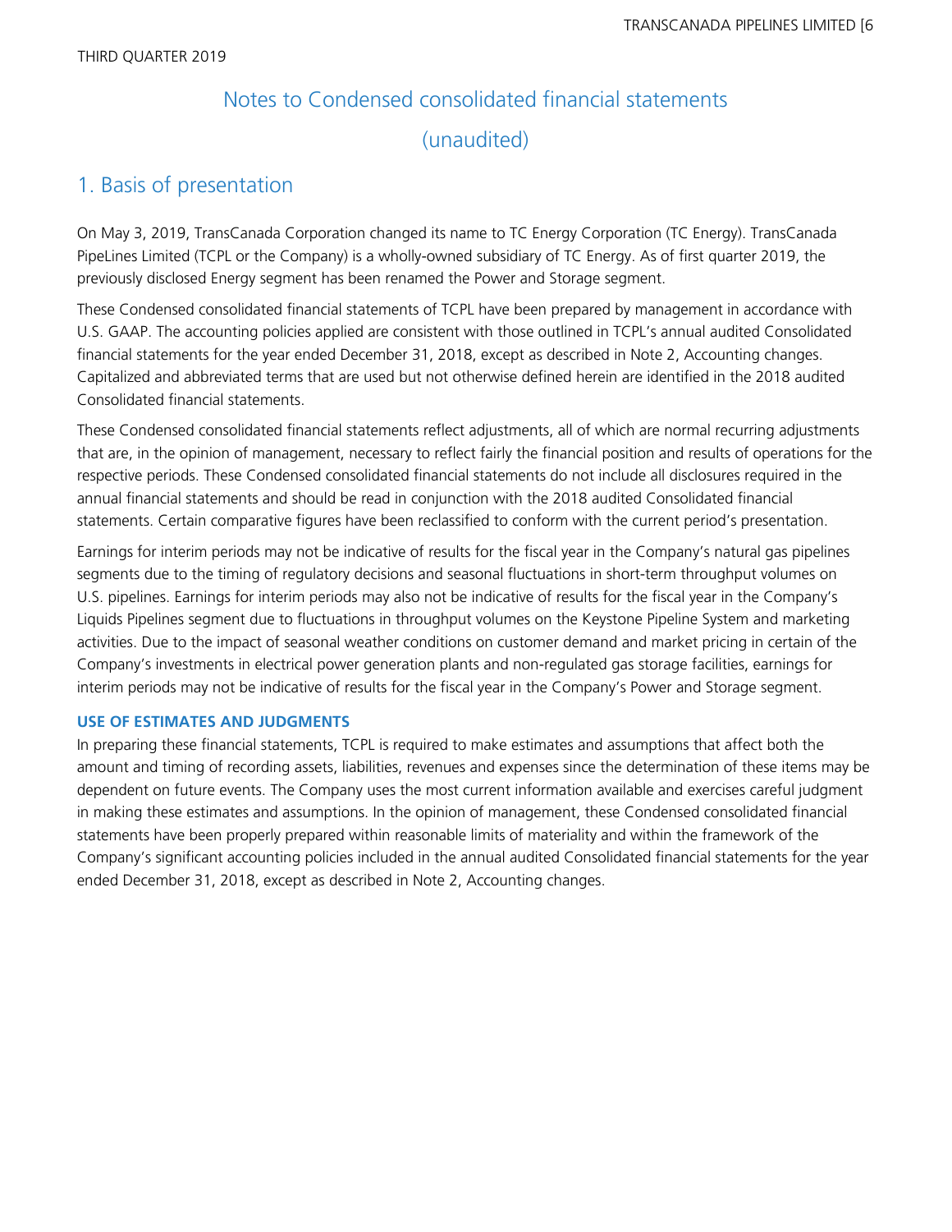THIRD QUARTER 2019

# Notes to Condensed consolidated financial statements (unaudited)

## 1. Basis of presentation

On May 3, 2019, TransCanada Corporation changed its name to TC Energy Corporation (TC Energy). TransCanada PipeLines Limited (TCPL or the Company) is a wholly-owned subsidiary of TC Energy. As of first quarter 2019, the previously disclosed Energy segment has been renamed the Power and Storage segment.

These Condensed consolidated financial statements of TCPL have been prepared by management in accordance with U.S. GAAP. The accounting policies applied are consistent with those outlined in TCPL's annual audited Consolidated financial statements for the year ended December 31, 2018, except as described in Note 2, Accounting changes. Capitalized and abbreviated terms that are used but not otherwise defined herein are identified in the 2018 audited Consolidated financial statements.

These Condensed consolidated financial statements reflect adjustments, all of which are normal recurring adjustments that are, in the opinion of management, necessary to reflect fairly the financial position and results of operations for the respective periods. These Condensed consolidated financial statements do not include all disclosures required in the annual financial statements and should be read in conjunction with the 2018 audited Consolidated financial statements. Certain comparative figures have been reclassified to conform with the current period's presentation.

Earnings for interim periods may not be indicative of results for the fiscal year in the Company's natural gas pipelines segments due to the timing of regulatory decisions and seasonal fluctuations in short-term throughput volumes on U.S. pipelines. Earnings for interim periods may also not be indicative of results for the fiscal year in the Company's Liquids Pipelines segment due to fluctuations in throughput volumes on the Keystone Pipeline System and marketing activities. Due to the impact of seasonal weather conditions on customer demand and market pricing in certain of the Company's investments in electrical power generation plants and non-regulated gas storage facilities, earnings for interim periods may not be indicative of results for the fiscal year in the Company's Power and Storage segment.

### USE OF ESTIMATES AND JUDGMENTS

In preparing these financial statements, TCPL is required to make estimates and assumptions that affect both the amount and timing of recording assets, liabilities, revenues and expenses since the determination of these items may be dependent on future events. The Company uses the most current information available and exercises careful judgment in making these estimates and assumptions. In the opinion of management, these Condensed consolidated financial statements have been properly prepared within reasonable limits of materiality and within the framework of the Company's significant accounting policies included in the annual audited Consolidated financial statements for the year ended December 31, 2018, except as described in Note 2, Accounting changes.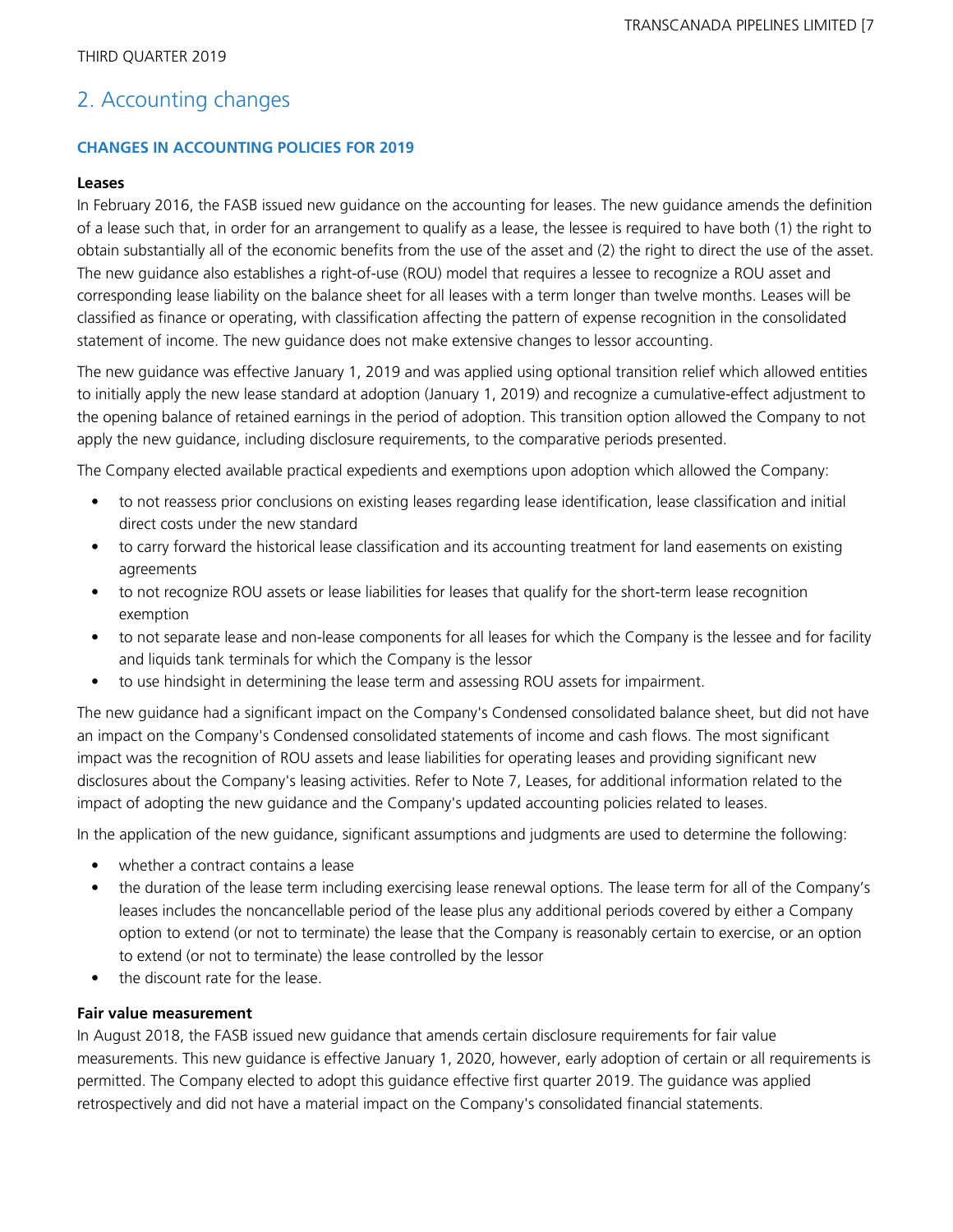## 2. Accounting changes

### CHANGES IN ACCOUNTING POLICIES FOR 2019

**Leases**

In February 2016, the FASB issued new guidance on the accounting for leases. The new guidance amends the definition of a lease such that, in order for an arrangement to qualify as a lease, the lessee is required to have both (1) the right to obtain substantially all of the economic benefits from the use of the asset and (2) the right to direct the use of the asset. The new guidance also establishes a right-of-use (ROU) model that requires a lessee to recognize a ROU asset and corresponding lease liability on the balance sheet for all leases with a term longer than twelve months. Leases will be classified as finance or operating, with classification affecting the pattern of expense recognition in the consolidated statement of income. The new guidance does not make extensive changes to lessor accounting.

The new guidance was effective January 1, 2019 and was applied using optional transition relief which allowed entities to initially apply the new lease standard at adoption (January 1, 2019) and recognize a cumulative-effect adjustment to the opening balance of retained earnings in the period of adoption. This transition option allowed the Company to not apply the new guidance, including disclosure requirements, to the comparative periods presented.

The Company elected available practical expedients and exemptions upon adoption which allowed the Company:

- to not reassess prior conclusions on existing leases regarding lease identification, lease classification and initial direct costs under the new standard
- to carry forward the historical lease classification and its accounting treatment for land easements on existing agreements
- to not recognize ROU assets or lease liabilities for leases that qualify for the short-term lease recognition exemption
- to not separate lease and non-lease components for all leases for which the Company is the lessee and for facility and liquids tank terminals for which the Company is the lessor
- to use hindsight in determining the lease term and assessing ROU assets for impairment.

The new guidance had a significant impact on the Company's Condensed consolidated balance sheet, but did not have an impact on the Company's Condensed consolidated statements of income and cash flows. The most significant impact was the recognition of ROU assets and lease liabilities for operating leases and providing significant new disclosures about the Company's leasing activities. Refer to Note 7, Leases, for additional information related to the impact of adopting the new guidance and the Company's updated accounting policies related to leases.

In the application of the new guidance, significant assumptions and judgments are used to determine the following:

- whether a contract contains a lease
- the duration of the lease term including exercising lease renewal options. The lease term for all of the Company's leases includes the noncancellable period of the lease plus any additional periods covered by either a Company option to extend (or not to terminate) the lease that the Company is reasonably certain to exercise, or an option to extend (or not to terminate) the lease controlled by the lessor
- the discount rate for the lease.

**Fair value measurement**

In August 2018, the FASB issued new guidance that amends certain disclosure requirements for fair value measurements. This new guidance is effective January 1, 2020, however, early adoption of certain or all requirements is permitted. The Company elected to adopt this guidance effective first quarter 2019. The guidance was applied retrospectively and did not have a material impact on the Company's consolidated financial statements.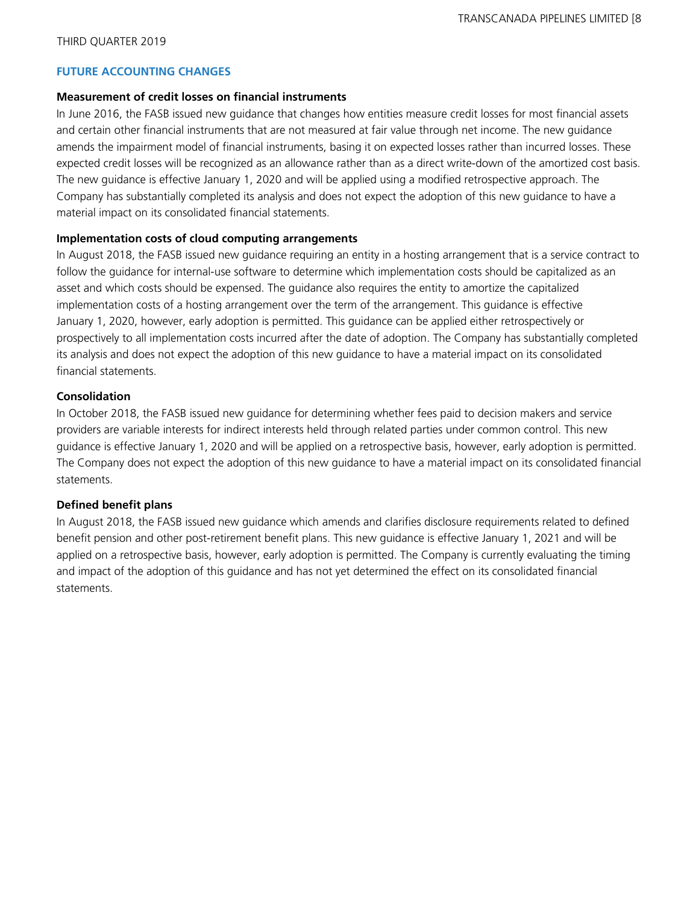## FUTURE ACCOUNTING CHANGES

### Measurement of credit losses on financial instruments

In June 2016, the FASB issued new guidance that changes how entities measure credit losses for most financial assets and certain other financial instruments that are not measured at fair value through net income. The new guidance amends the impairment model of financial instruments, basing it on expected losses rather than incurred losses. These expected credit losses will be recognized as an allowance rather than as a direct write-down of the amortized cost basis. The new guidance is effective January 1, 2020 and will be applied using a modified retrospective approach. The Company has substantially completed its analysis and does not expect the adoption of this new guidance to have a material impact on its consolidated financial statements.

### Implementation costs of cloud computing arrangements

In August 2018, the FASB issued new guidance requiring an entity in a hosting arrangement that is a service contract to follow the guidance for internal-use software to determine which implementation costs should be capitalized as an asset and which costs should be expensed. The guidance also requires the entity to amortize the capitalized implementation costs of a hosting arrangement over the term of the arrangement. This guidance is effective January 1, 2020, however, early adoption is permitted. This guidance can be applied either retrospectively or prospectively to all implementation costs incurred after the date of adoption. The Company has substantially completed its analysis and does not expect the adoption of this new guidance to have a material impact on its consolidated financial statements.

### Consolidation

In October 2018, the FASB issued new guidance for determining whether fees paid to decision makers and service providers are variable interests for indirect interests held through related parties under common control. This new guidance is effective January 1, 2020 and will be applied on a retrospective basis, however, early adoption is permitted. The Company does not expect the adoption of this new guidance to have a material impact on its consolidated financial statements.

### Defined benefit plans

In August 2018, the FASB issued new guidance which amends and clarifies disclosure requirements related to defined benefit pension and other post-retirement benefit plans. This new guidance is effective January 1, 2021 and will be applied on a retrospective basis, however, early adoption is permitted. The Company is currently evaluating the timing and impact of the adoption of this guidance and has not yet determined the effect on its consolidated financial statements.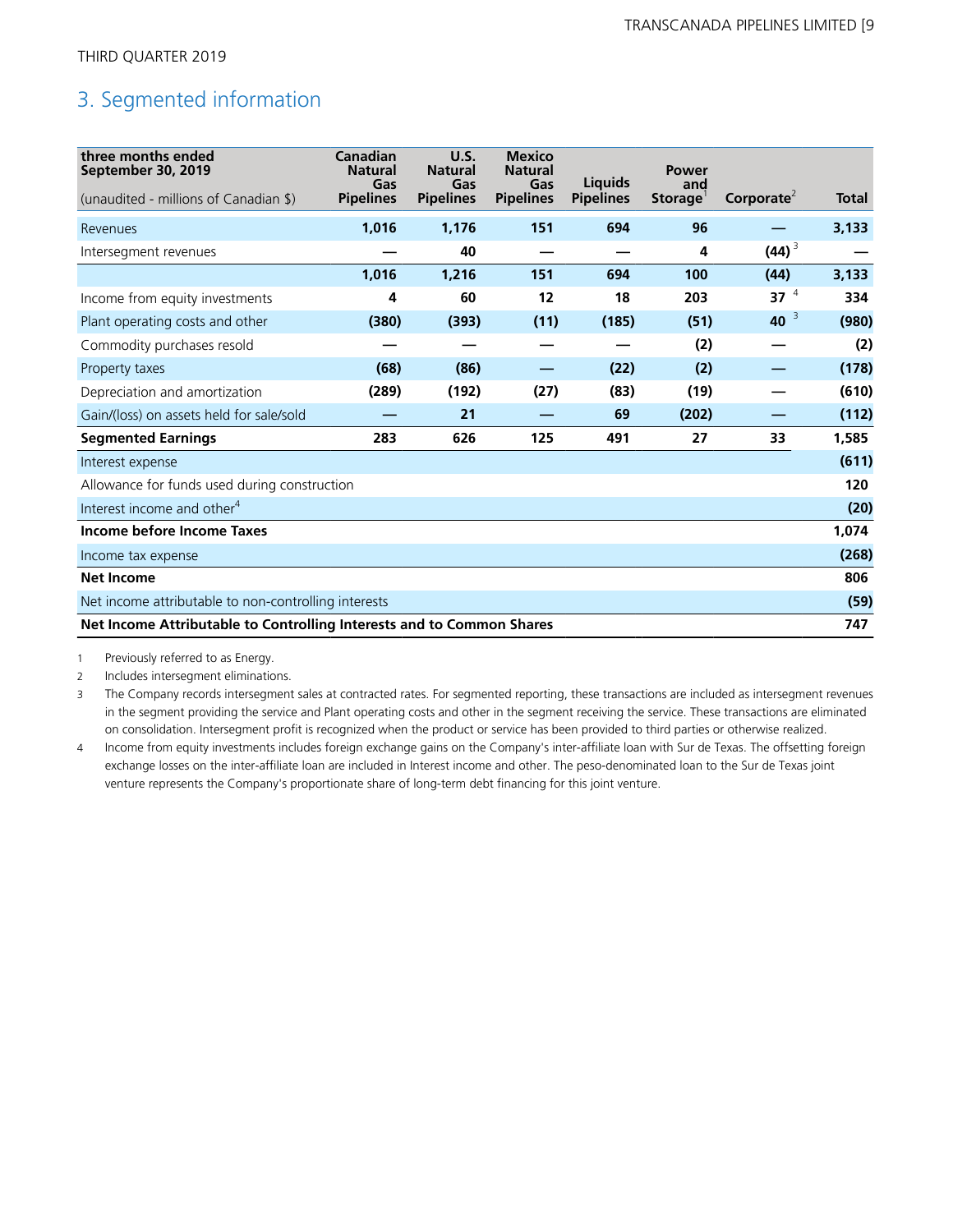THIRD QUARTER 2019

## 3. Segmented information

| three months ended September 30, 2019<br>(unaudited - millions of Canadian $) | Canadian Natural Gas Pipelines | U.S. Natural Gas Pipelines | Mexico Natural Gas Pipelines | Liquids Pipelines | Power and Storage[1] | Corporate[2] | Total |
|---|---|---|---|---|---|---|---|
| Revenues | **1,016** | **1,176** | **151** | **694** | **96** | **—** | **3,133** |
| Intersegment revenues | **—** | **40** | **—** | **—** | **4** | **(44)** [3] | **—** |
| | **1,016** | **1,216** | **151** | **694** | **100** | **(44)** | **3,133** |
| Income from equity investments | **4** | **60** | **12** | **18** | **203** | **37** [4] | **334** |
| Plant operating costs and other | **(380)** | **(393)** | **(11)** | **(185)** | **(51)** | **40** [3] | **(980)** |
| Commodity purchases resold | **—** | **—** | **—** | **—** | **(2)** | **—** | **(2)** |
| Property taxes | **(68)** | **(86)** | **—** | **(22)** | **(2)** | **—** | **(178)** |
| Depreciation and amortization | **(289)** | **(192)** | **(27)** | **(83)** | **(19)** | **—** | **(610)** |
| Gain/(loss) on assets held for sale/sold | **—** | **21** | **—** | **69** | **(202)** | **—** | **(112)** |
| **Segmented Earnings** | **283** | **626** | **125** | **491** | **27** | **33** | **1,585** |
| Interest expense | | | | | | | **(611)** |
| Allowance for funds used during construction | | | | | | | **120** |
| Interest income and other[4] | | | | | | | **(20)** |
| **Income before Income Taxes** | | | | | | | **1,074** |
| Income tax expense | | | | | | | **(268)** |
| **Net Income** | | | | | | | **806** |
| Net income attributable to non-controlling interests | | | | | | | **(59)** |
| **Net Income Attributable to Controlling Interests and to Common Shares** | | | | | | | **747** |

1 Previously referred to as Energy.

2 Includes intersegment eliminations.

3 The Company records intersegment sales at contracted rates. For segmented reporting, these transactions are included as intersegment revenues in the segment providing the service and Plant operating costs and other in the segment receiving the service. These transactions are eliminated on consolidation. Intersegment profit is recognized when the product or service has been provided to third parties or otherwise realized.

4 Income from equity investments includes foreign exchange gains on the Company's inter-affiliate loan with Sur de Texas. The offsetting foreign exchange losses on the inter-affiliate loan are included in Interest income and other. The peso-denominated loan to the Sur de Texas joint venture represents the Company's proportionate share of long-term debt financing for this joint venture.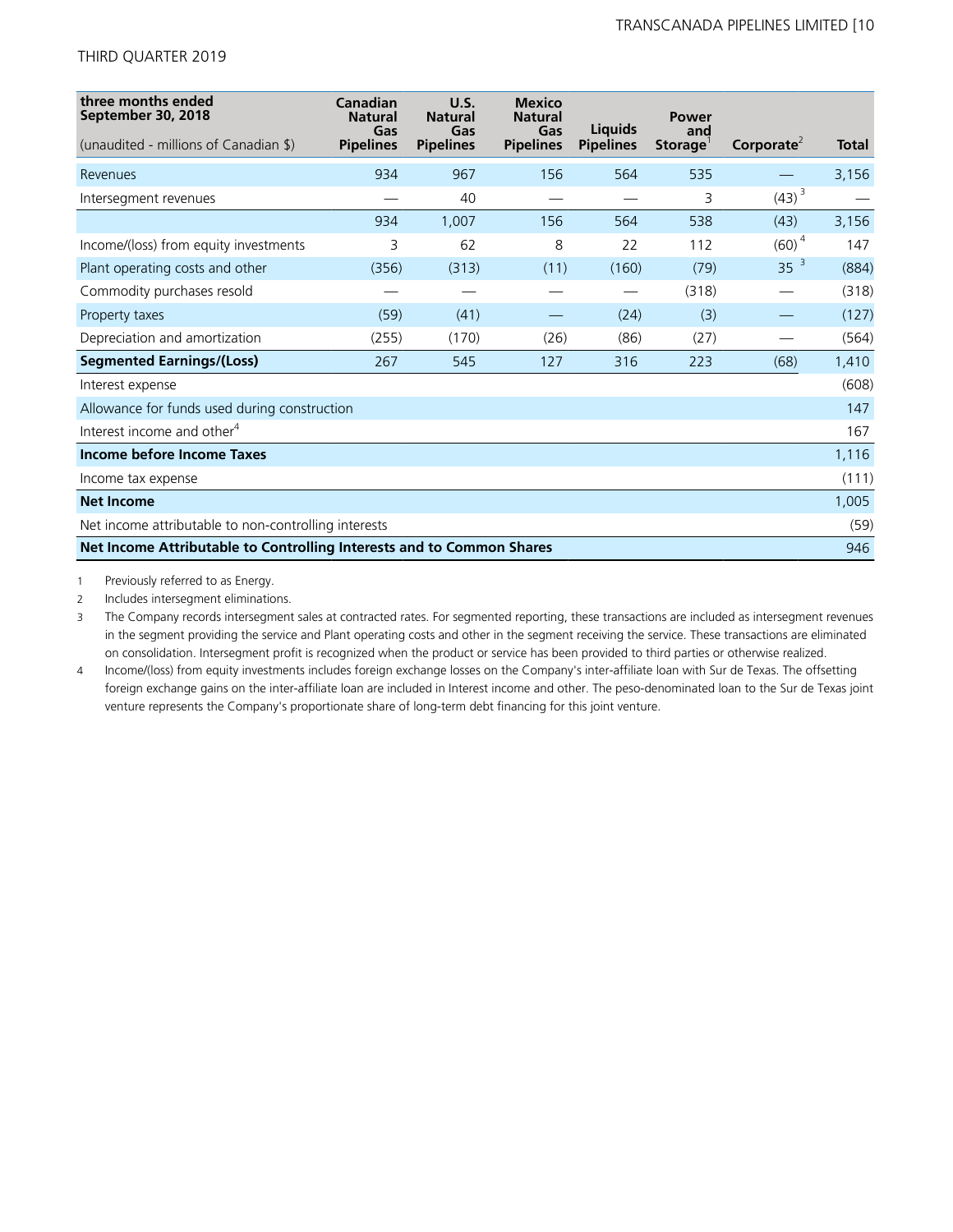| three months ended September 30, 2018 (unaudited - millions of Canadian $) | Canadian Natural Gas Pipelines | U.S. Natural Gas Pipelines | Mexico Natural Gas Pipelines | Liquids Pipelines | Power and Storage[1] | Corporate[2] | Total |
|---|---|---|---|---|---|---|---|
| Revenues | 934 | 967 | 156 | 564 | 535 | — | 3,156 |
| Intersegment revenues | — | 40 | — | — | 3 | (43) [3] | — |
| | 934 | 1,007 | 156 | 564 | 538 | (43) | 3,156 |
| Income/(loss) from equity investments | 3 | 62 | 8 | 22 | 112 | (60) [4] | 147 |
| Plant operating costs and other | (356) | (313) | (11) | (160) | (79) | 35 [3] | (884) |
| Commodity purchases resold | — | — | — | — | (318) | — | (318) |
| Property taxes | (59) | (41) | — | (24) | (3) | — | (127) |
| Depreciation and amortization | (255) | (170) | (26) | (86) | (27) | — | (564) |
| **Segmented Earnings/(Loss)** | 267 | 545 | 127 | 316 | 223 | (68) | 1,410 |
| Interest expense | | | | | | | (608) |
| Allowance for funds used during construction | | | | | | | 147 |
| Interest income and other[4] | | | | | | | 167 |
| **Income before Income Taxes** | | | | | | | 1,116 |
| Income tax expense | | | | | | | (111) |
| **Net Income** | | | | | | | 1,005 |
| Net income attributable to non-controlling interests | | | | | | | (59) |
| **Net Income Attributable to Controlling Interests and to Common Shares** | | | | | | | 946 |

1 Previously referred to as Energy.

2 Includes intersegment eliminations.

3 The Company records intersegment sales at contracted rates. For segmented reporting, these transactions are included as intersegment revenues in the segment providing the service and Plant operating costs and other in the segment receiving the service. These transactions are eliminated on consolidation. Intersegment profit is recognized when the product or service has been provided to third parties or otherwise realized.

4 Income/(loss) from equity investments includes foreign exchange losses on the Company's inter-affiliate loan with Sur de Texas. The offsetting foreign exchange gains on the inter-affiliate loan are included in Interest income and other. The peso-denominated loan to the Sur de Texas joint venture represents the Company's proportionate share of long-term debt financing for this joint venture.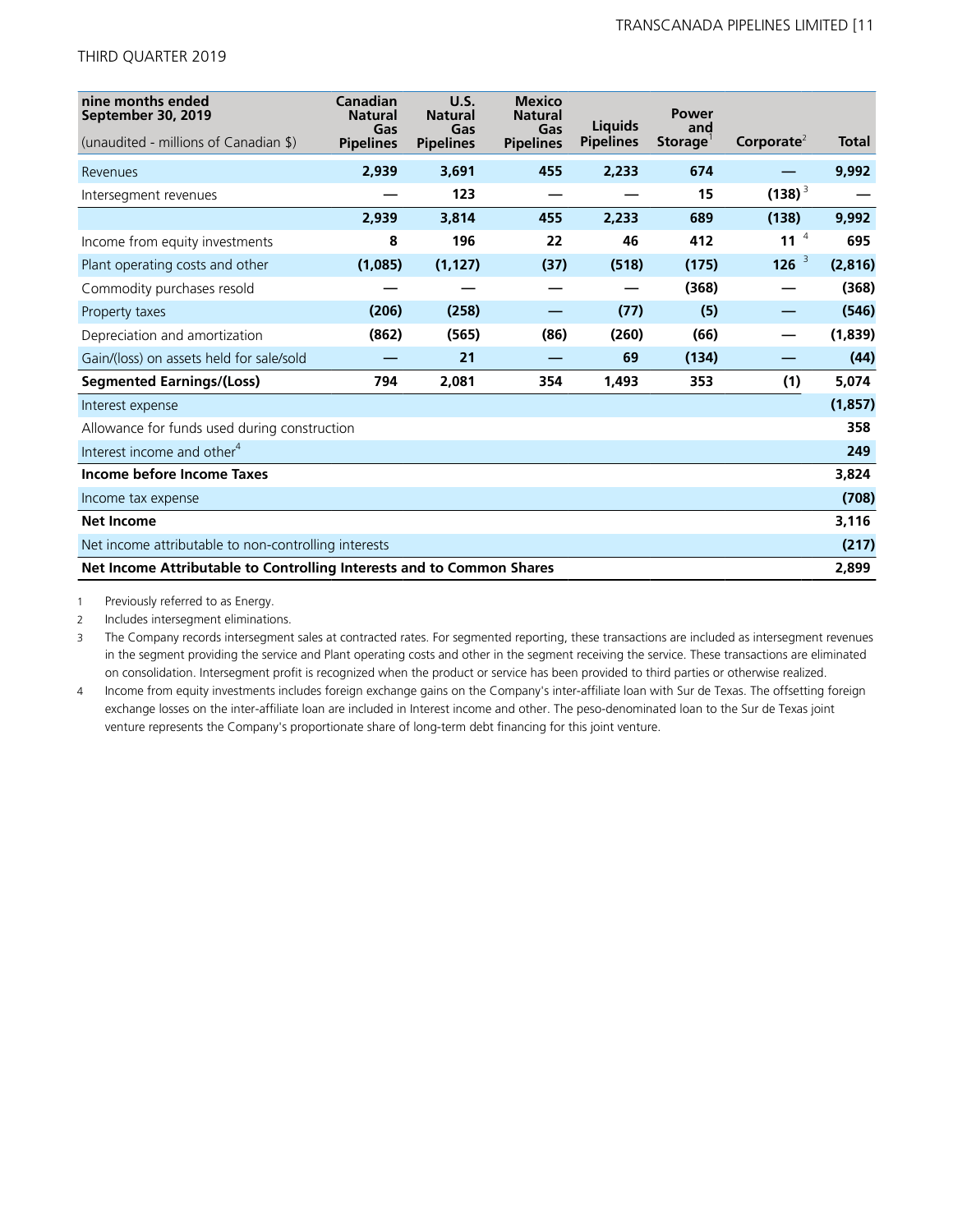| nine months ended September 30, 2019 (unaudited - millions of Canadian $) | Canadian Natural Gas Pipelines | U.S. Natural Gas Pipelines | Mexico Natural Gas Pipelines | Liquids Pipelines | Power and Storage[1] | Corporate[2] | Total |
|---|---|---|---|---|---|---|---|
| Revenues | 2,939 | 3,691 | 455 | 2,233 | 674 | — | 9,992 |
| Intersegment revenues | — | 123 | — | — | 15 | (138)[3] | — |
| | 2,939 | 3,814 | 455 | 2,233 | 689 | (138) | 9,992 |
| Income from equity investments | 8 | 196 | 22 | 46 | 412 | 11[4] | 695 |
| Plant operating costs and other | (1,085) | (1,127) | (37) | (518) | (175) | 126[3] | (2,816) |
| Commodity purchases resold | — | — | — | — | (368) | — | (368) |
| Property taxes | (206) | (258) | — | (77) | (5) | — | (546) |
| Depreciation and amortization | (862) | (565) | (86) | (260) | (66) | — | (1,839) |
| Gain/(loss) on assets held for sale/sold | — | 21 | — | 69 | (134) | — | (44) |
| **Segmented Earnings/(Loss)** | **794** | **2,081** | **354** | **1,493** | **353** | **(1)** | **5,074** |
| Interest expense | | | | | | | (1,857) |
| Allowance for funds used during construction | | | | | | | 358 |
| Interest income and other[4] | | | | | | | 249 |
| **Income before Income Taxes** | | | | | | | **3,824** |
| Income tax expense | | | | | | | (708) |
| **Net Income** | | | | | | | **3,116** |
| Net income attributable to non-controlling interests | | | | | | | (217) |
| **Net Income Attributable to Controlling Interests and to Common Shares** | | | | | | | **2,899** |

1 Previously referred to as Energy.

2 Includes intersegment eliminations.

3 The Company records intersegment sales at contracted rates. For segmented reporting, these transactions are included as intersegment revenues in the segment providing the service and Plant operating costs and other in the segment receiving the service. These transactions are eliminated on consolidation. Intersegment profit is recognized when the product or service has been provided to third parties or otherwise realized.

4 Income from equity investments includes foreign exchange gains on the Company's inter-affiliate loan with Sur de Texas. The offsetting foreign exchange losses on the inter-affiliate loan are included in Interest income and other. The peso-denominated loan to the Sur de Texas joint venture represents the Company's proportionate share of long-term debt financing for this joint venture.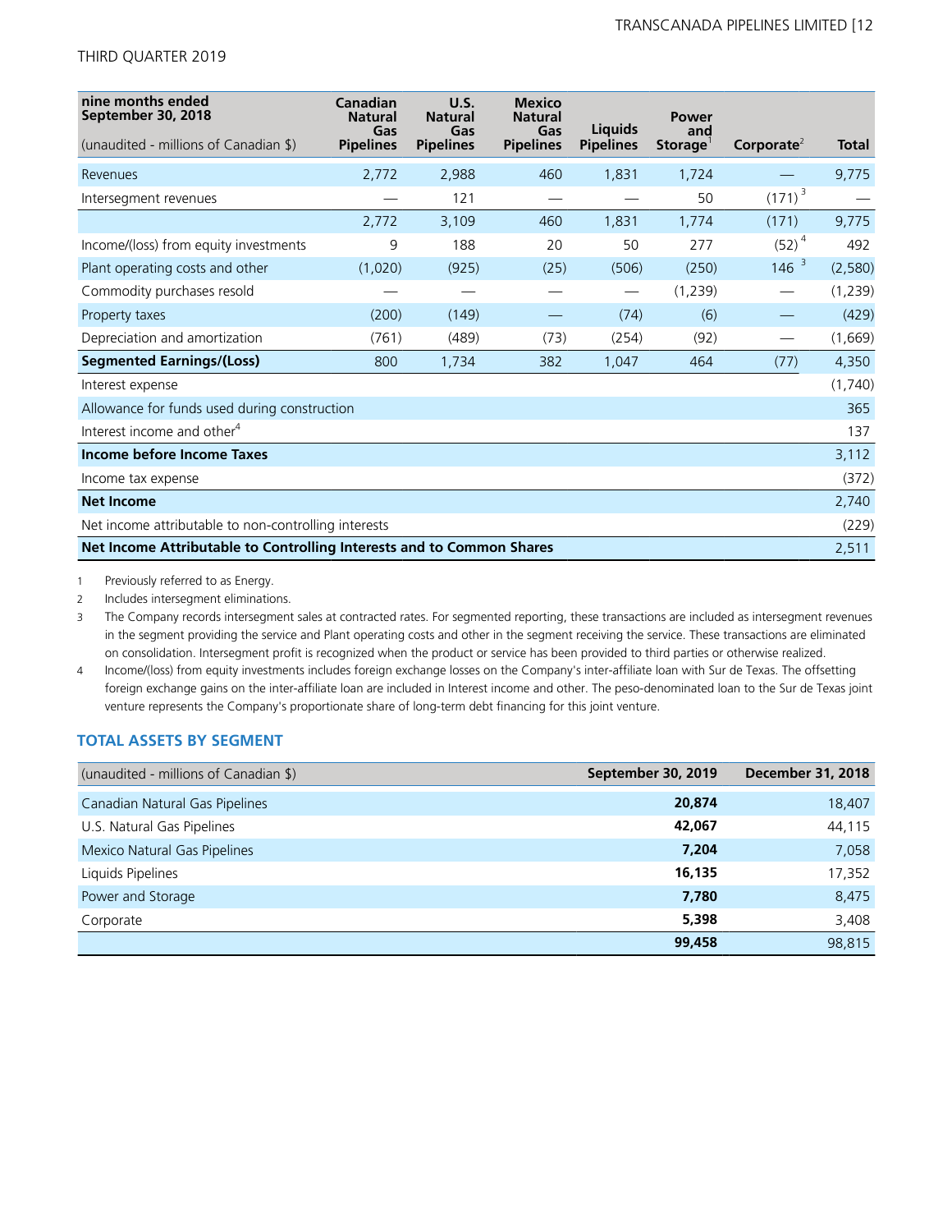| nine months ended September 30, 2018 (unaudited - millions of Canadian $) | Canadian Natural Gas Pipelines | U.S. Natural Gas Pipelines | Mexico Natural Gas Pipelines | Liquids Pipelines | Power and Storage[1] | Corporate[2] | Total |
|---|---|---|---|---|---|---|---|
| Revenues | 2,772 | 2,988 | 460 | 1,831 | 1,724 | — | 9,775 |
| Intersegment revenues | — | 121 | — | — | 50 | (171) [3] | — |
| | 2,772 | 3,109 | 460 | 1,831 | 1,774 | (171) | 9,775 |
| Income/(loss) from equity investments | 9 | 188 | 20 | 50 | 277 | (52) [4] | 492 |
| Plant operating costs and other | (1,020) | (925) | (25) | (506) | (250) | 146 [3] | (2,580) |
| Commodity purchases resold | — | — | — | — | (1,239) | — | (1,239) |
| Property taxes | (200) | (149) | — | (74) | (6) | — | (429) |
| Depreciation and amortization | (761) | (489) | (73) | (254) | (92) | — | (1,669) |
| **Segmented Earnings/(Loss)** | 800 | 1,734 | 382 | 1,047 | 464 | (77) | 4,350 |
| Interest expense | | | | | | | (1,740) |
| Allowance for funds used during construction | | | | | | | 365 |
| Interest income and other[4] | | | | | | | 137 |
| **Income before Income Taxes** | | | | | | | 3,112 |
| Income tax expense | | | | | | | (372) |
| **Net Income** | | | | | | | 2,740 |
| Net income attributable to non-controlling interests | | | | | | | (229) |
| **Net Income Attributable to Controlling Interests and to Common Shares** | | | | | | | 2,511 |

1. Previously referred to as Energy.
2. Includes intersegment eliminations.
3. The Company records intersegment sales at contracted rates. For segmented reporting, these transactions are included as intersegment revenues in the segment providing the service and Plant operating costs and other in the segment receiving the service. These transactions are eliminated on consolidation. Intersegment profit is recognized when the product or service has been provided to third parties or otherwise realized.
4. Income/(loss) from equity investments includes foreign exchange losses on the Company's inter-affiliate loan with Sur de Texas. The offsetting foreign exchange gains on the inter-affiliate loan are included in Interest income and other. The peso-denominated loan to the Sur de Texas joint venture represents the Company's proportionate share of long-term debt financing for this joint venture.

## TOTAL ASSETS BY SEGMENT

| (unaudited - millions of Canadian $) | September 30, 2019 | December 31, 2018 |
|---|---|---|
| Canadian Natural Gas Pipelines | **20,874** | 18,407 |
| U.S. Natural Gas Pipelines | **42,067** | 44,115 |
| Mexico Natural Gas Pipelines | **7,204** | 7,058 |
| Liquids Pipelines | **16,135** | 17,352 |
| Power and Storage | **7,780** | 8,475 |
| Corporate | **5,398** | 3,408 |
| | **99,458** | 98,815 |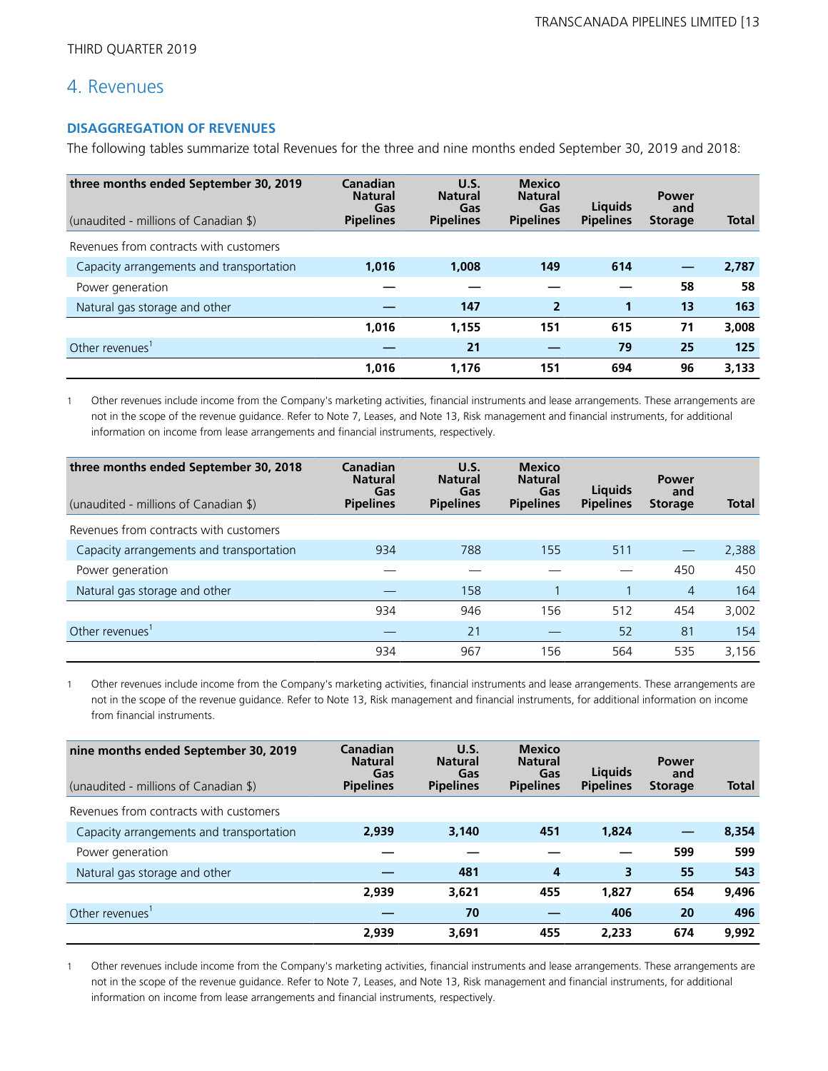THIRD QUARTER 2019

## 4. Revenues

### DISAGGREGATION OF REVENUES

The following tables summarize total Revenues for the three and nine months ended September 30, 2019 and 2018:

| **three months ended September 30, 2019** (unaudited - millions of Canadian $) | **Canadian Natural Gas Pipelines** | **U.S. Natural Gas Pipelines** | **Mexico Natural Gas Pipelines** | **Liquids Pipelines** | **Power and Storage** | **Total** |
|---|---|---|---|---|---|---|
| Revenues from contracts with customers | | | | | | |
| Capacity arrangements and transportation | **1,016** | **1,008** | **149** | **614** | **—** | **2,787** |
| Power generation | **—** | **—** | **—** | **—** | **58** | **58** |
| Natural gas storage and other | **—** | **147** | **2** | **1** | **13** | **163** |
| | **1,016** | **1,155** | **151** | **615** | **71** | **3,008** |
| Other revenues[1] | **—** | **21** | **—** | **79** | **25** | **125** |
| | **1,016** | **1,176** | **151** | **694** | **96** | **3,133** |

1 Other revenues include income from the Company's marketing activities, financial instruments and lease arrangements. These arrangements are not in the scope of the revenue guidance. Refer to Note 7, Leases, and Note 13, Risk management and financial instruments, for additional information on income from lease arrangements and financial instruments, respectively.

| **three months ended September 30, 2018** (unaudited - millions of Canadian $) | **Canadian Natural Gas Pipelines** | **U.S. Natural Gas Pipelines** | **Mexico Natural Gas Pipelines** | **Liquids Pipelines** | **Power and Storage** | **Total** |
|---|---|---|---|---|---|---|
| Revenues from contracts with customers | | | | | | |
| Capacity arrangements and transportation | 934 | 788 | 155 | 511 | — | 2,388 |
| Power generation | — | — | — | — | 450 | 450 |
| Natural gas storage and other | — | 158 | 1 | 1 | 4 | 164 |
| | 934 | 946 | 156 | 512 | 454 | 3,002 |
| Other revenues[1] | — | 21 | — | 52 | 81 | 154 |
| | 934 | 967 | 156 | 564 | 535 | 3,156 |

1 Other revenues include income from the Company's marketing activities, financial instruments and lease arrangements. These arrangements are not in the scope of the revenue guidance. Refer to Note 13, Risk management and financial instruments, for additional information on income from financial instruments.

| **nine months ended September 30, 2019** (unaudited - millions of Canadian $) | **Canadian Natural Gas Pipelines** | **U.S. Natural Gas Pipelines** | **Mexico Natural Gas Pipelines** | **Liquids Pipelines** | **Power and Storage** | **Total** |
|---|---|---|---|---|---|---|
| Revenues from contracts with customers | | | | | | |
| Capacity arrangements and transportation | **2,939** | **3,140** | **451** | **1,824** | **—** | **8,354** |
| Power generation | **—** | **—** | **—** | **—** | **599** | **599** |
| Natural gas storage and other | **—** | **481** | **4** | **3** | **55** | **543** |
| | **2,939** | **3,621** | **455** | **1,827** | **654** | **9,496** |
| Other revenues[1] | **—** | **70** | **—** | **406** | **20** | **496** |
| | **2,939** | **3,691** | **455** | **2,233** | **674** | **9,992** |

1 Other revenues include income from the Company's marketing activities, financial instruments and lease arrangements. These arrangements are not in the scope of the revenue guidance. Refer to Note 7, Leases, and Note 13, Risk management and financial instruments, for additional information on income from lease arrangements and financial instruments, respectively.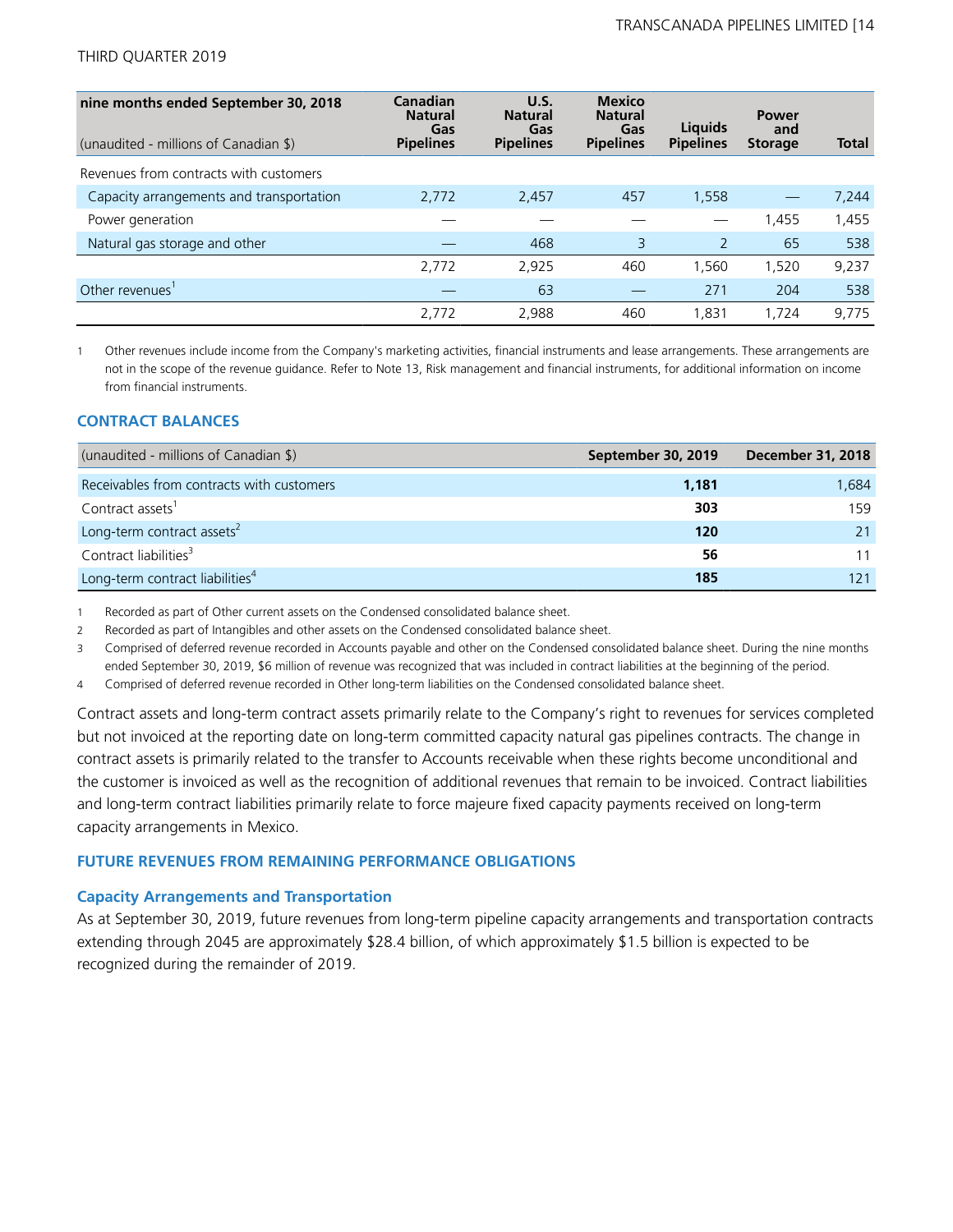| nine months ended September 30, 2018 (unaudited - millions of Canadian $) | Canadian Natural Gas Pipelines | U.S. Natural Gas Pipelines | Mexico Natural Gas Pipelines | Liquids Pipelines | Power and Storage | Total |
|---|---|---|---|---|---|---|
| Revenues from contracts with customers | | | | | | |
| Capacity arrangements and transportation | 2,772 | 2,457 | 457 | 1,558 | — | 7,244 |
| Power generation | — | — | — | — | 1,455 | 1,455 |
| Natural gas storage and other | — | 468 | 3 | 2 | 65 | 538 |
| | 2,772 | 2,925 | 460 | 1,560 | 1,520 | 9,237 |
| Other revenues[1] | — | 63 | — | 271 | 204 | 538 |
| | 2,772 | 2,988 | 460 | 1,831 | 1,724 | 9,775 |

1 Other revenues include income from the Company's marketing activities, financial instruments and lease arrangements. These arrangements are not in the scope of the revenue guidance. Refer to Note 13, Risk management and financial instruments, for additional information on income from financial instruments.

### CONTRACT BALANCES

| (unaudited - millions of Canadian $) | September 30, 2019 | December 31, 2018 |
|---|---|---|
| Receivables from contracts with customers | **1,181** | 1,684 |
| Contract assets[1] | **303** | 159 |
| Long-term contract assets[2] | **120** | 21 |
| Contract liabilities[3] | **56** | 11 |
| Long-term contract liabilities[4] | **185** | 121 |

1 Recorded as part of Other current assets on the Condensed consolidated balance sheet.

2 Recorded as part of Intangibles and other assets on the Condensed consolidated balance sheet.

3 Comprised of deferred revenue recorded in Accounts payable and other on the Condensed consolidated balance sheet. During the nine months ended September 30, 2019, $6 million of revenue was recognized that was included in contract liabilities at the beginning of the period.

4 Comprised of deferred revenue recorded in Other long-term liabilities on the Condensed consolidated balance sheet.

Contract assets and long-term contract assets primarily relate to the Company's right to revenues for services completed but not invoiced at the reporting date on long-term committed capacity natural gas pipelines contracts. The change in contract assets is primarily related to the transfer to Accounts receivable when these rights become unconditional and the customer is invoiced as well as the recognition of additional revenues that remain to be invoiced. Contract liabilities and long-term contract liabilities primarily relate to force majeure fixed capacity payments received on long-term capacity arrangements in Mexico.

### FUTURE REVENUES FROM REMAINING PERFORMANCE OBLIGATIONS

#### Capacity Arrangements and Transportation

As at September 30, 2019, future revenues from long-term pipeline capacity arrangements and transportation contracts extending through 2045 are approximately $28.4 billion, of which approximately $1.5 billion is expected to be recognized during the remainder of 2019.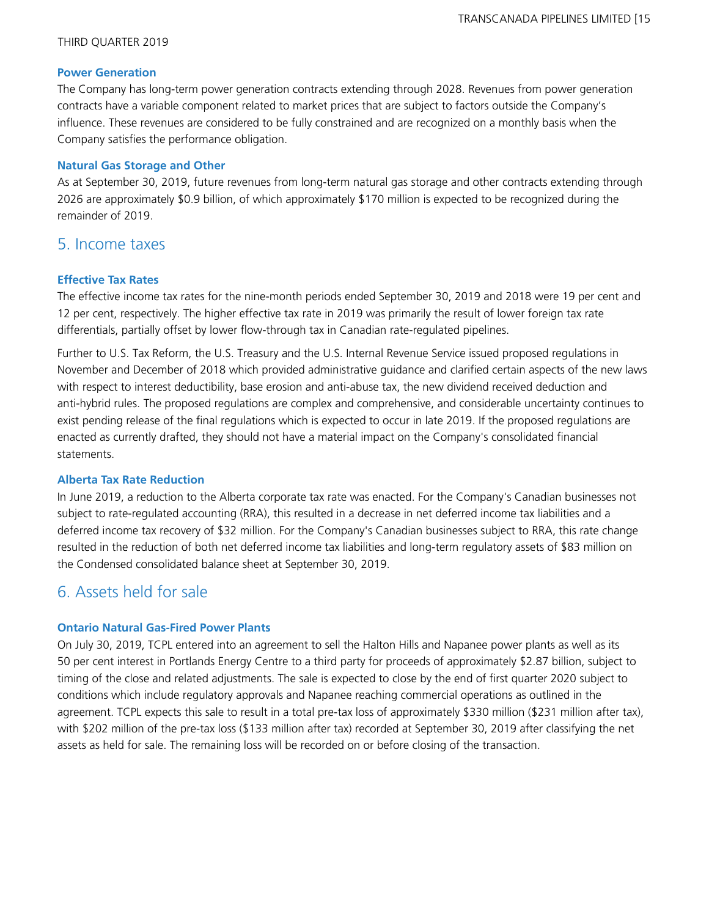### Power Generation

The Company has long-term power generation contracts extending through 2028. Revenues from power generation contracts have a variable component related to market prices that are subject to factors outside the Company's influence. These revenues are considered to be fully constrained and are recognized on a monthly basis when the Company satisfies the performance obligation.

### Natural Gas Storage and Other

As at September 30, 2019, future revenues from long-term natural gas storage and other contracts extending through 2026 are approximately $0.9 billion, of which approximately $170 million is expected to be recognized during the remainder of 2019.

## 5. Income taxes

### Effective Tax Rates

The effective income tax rates for the nine-month periods ended September 30, 2019 and 2018 were 19 per cent and 12 per cent, respectively. The higher effective tax rate in 2019 was primarily the result of lower foreign tax rate differentials, partially offset by lower flow-through tax in Canadian rate-regulated pipelines.

Further to U.S. Tax Reform, the U.S. Treasury and the U.S. Internal Revenue Service issued proposed regulations in November and December of 2018 which provided administrative guidance and clarified certain aspects of the new laws with respect to interest deductibility, base erosion and anti-abuse tax, the new dividend received deduction and anti-hybrid rules. The proposed regulations are complex and comprehensive, and considerable uncertainty continues to exist pending release of the final regulations which is expected to occur in late 2019. If the proposed regulations are enacted as currently drafted, they should not have a material impact on the Company's consolidated financial statements.

### Alberta Tax Rate Reduction

In June 2019, a reduction to the Alberta corporate tax rate was enacted. For the Company's Canadian businesses not subject to rate-regulated accounting (RRA), this resulted in a decrease in net deferred income tax liabilities and a deferred income tax recovery of $32 million. For the Company's Canadian businesses subject to RRA, this rate change resulted in the reduction of both net deferred income tax liabilities and long-term regulatory assets of $83 million on the Condensed consolidated balance sheet at September 30, 2019.

## 6. Assets held for sale

### Ontario Natural Gas-Fired Power Plants

On July 30, 2019, TCPL entered into an agreement to sell the Halton Hills and Napanee power plants as well as its 50 per cent interest in Portlands Energy Centre to a third party for proceeds of approximately $2.87 billion, subject to timing of the close and related adjustments. The sale is expected to close by the end of first quarter 2020 subject to conditions which include regulatory approvals and Napanee reaching commercial operations as outlined in the agreement. TCPL expects this sale to result in a total pre-tax loss of approximately $330 million ($231 million after tax), with $202 million of the pre-tax loss ($133 million after tax) recorded at September 30, 2019 after classifying the net assets as held for sale. The remaining loss will be recorded on or before closing of the transaction.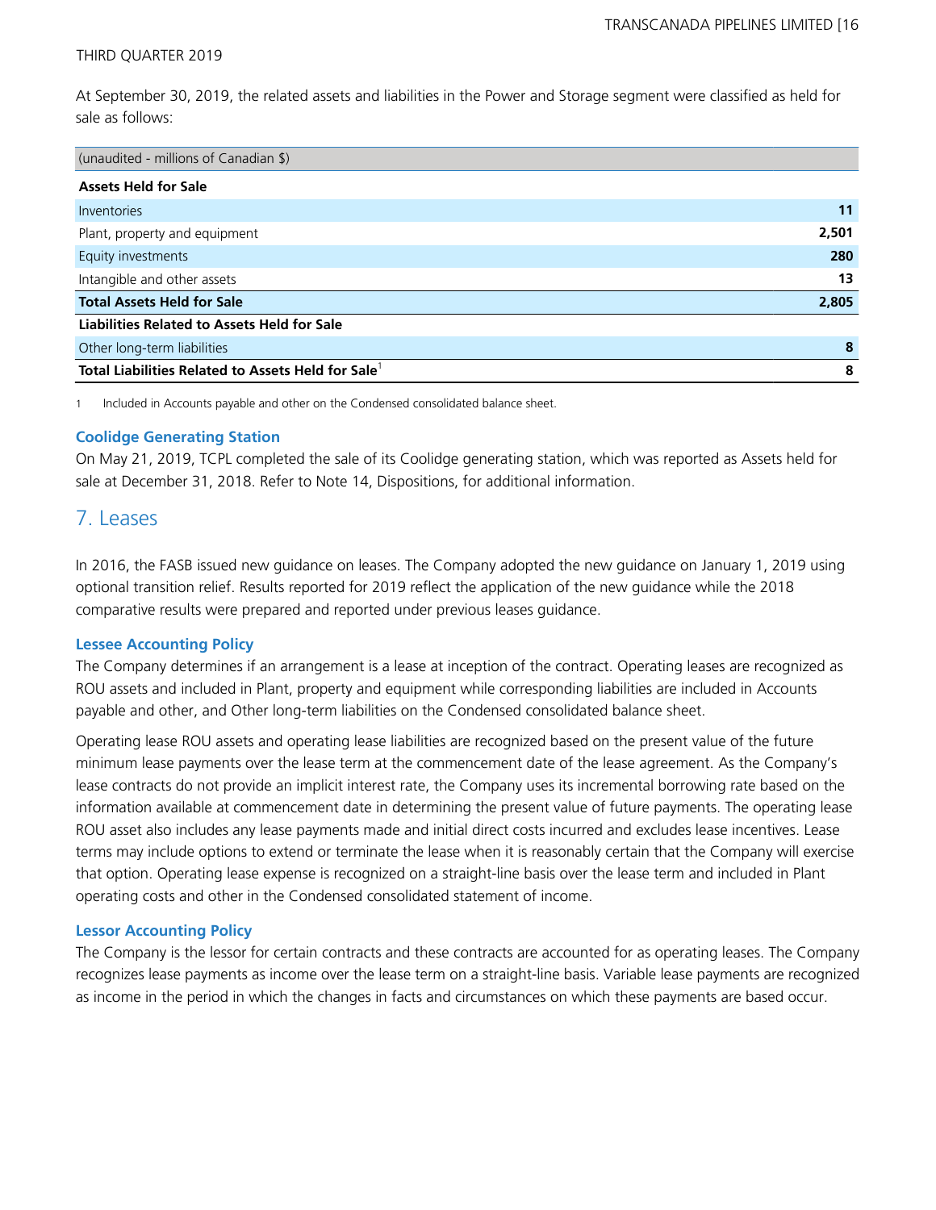At September 30, 2019, the related assets and liabilities in the Power and Storage segment were classified as held for sale as follows:

| (unaudited - millions of Canadian $) | |
|---|---|
| **Assets Held for Sale** | |
| Inventories | **11** |
| Plant, property and equipment | **2,501** |
| Equity investments | **280** |
| Intangible and other assets | **13** |
| **Total Assets Held for Sale** | **2,805** |
| **Liabilities Related to Assets Held for Sale** | |
| Other long-term liabilities | **8** |
| **Total Liabilities Related to Assets Held for Sale**[1] | **8** |

1 Included in Accounts payable and other on the Condensed consolidated balance sheet.

### Coolidge Generating Station

On May 21, 2019, TCPL completed the sale of its Coolidge generating station, which was reported as Assets held for sale at December 31, 2018. Refer to Note 14, Dispositions, for additional information.

## 7. Leases

In 2016, the FASB issued new guidance on leases. The Company adopted the new guidance on January 1, 2019 using optional transition relief. Results reported for 2019 reflect the application of the new guidance while the 2018 comparative results were prepared and reported under previous leases guidance.

### Lessee Accounting Policy

The Company determines if an arrangement is a lease at inception of the contract. Operating leases are recognized as ROU assets and included in Plant, property and equipment while corresponding liabilities are included in Accounts payable and other, and Other long-term liabilities on the Condensed consolidated balance sheet.

Operating lease ROU assets and operating lease liabilities are recognized based on the present value of the future minimum lease payments over the lease term at the commencement date of the lease agreement. As the Company's lease contracts do not provide an implicit interest rate, the Company uses its incremental borrowing rate based on the information available at commencement date in determining the present value of future payments. The operating lease ROU asset also includes any lease payments made and initial direct costs incurred and excludes lease incentives. Lease terms may include options to extend or terminate the lease when it is reasonably certain that the Company will exercise that option. Operating lease expense is recognized on a straight-line basis over the lease term and included in Plant operating costs and other in the Condensed consolidated statement of income.

### Lessor Accounting Policy

The Company is the lessor for certain contracts and these contracts are accounted for as operating leases. The Company recognizes lease payments as income over the lease term on a straight-line basis. Variable lease payments are recognized as income in the period in which the changes in facts and circumstances on which these payments are based occur.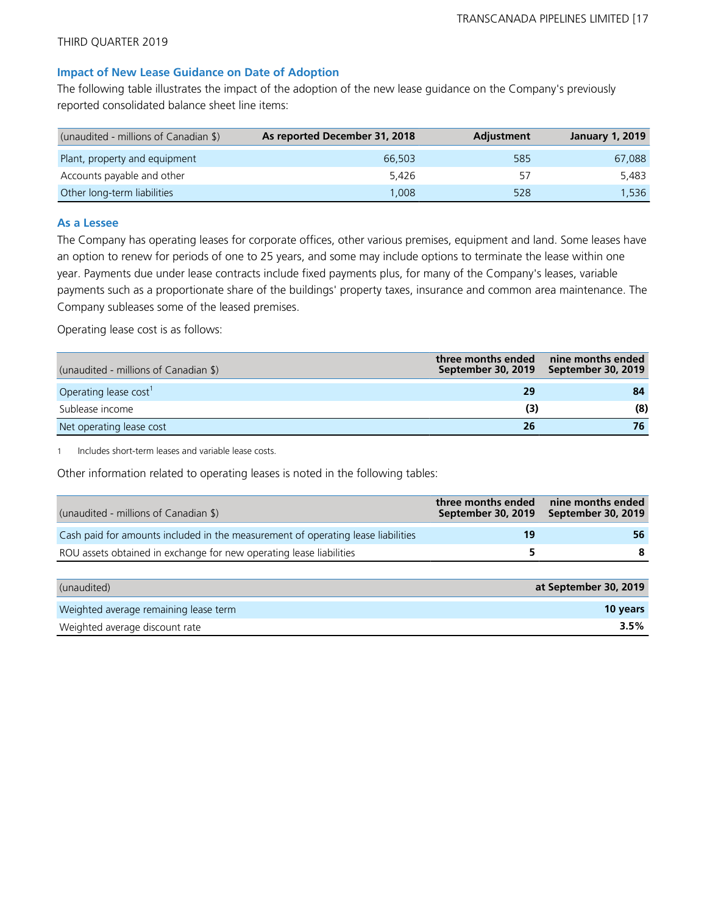### Impact of New Lease Guidance on Date of Adoption

The following table illustrates the impact of the adoption of the new lease guidance on the Company's previously reported consolidated balance sheet line items:

| (unaudited - millions of Canadian $) | As reported December 31, 2018 | Adjustment | January 1, 2019 |
|---|---|---|---|
| Plant, property and equipment | 66,503 | 585 | 67,088 |
| Accounts payable and other | 5,426 | 57 | 5,483 |
| Other long-term liabilities | 1,008 | 528 | 1,536 |

### As a Lessee

The Company has operating leases for corporate offices, other various premises, equipment and land. Some leases have an option to renew for periods of one to 25 years, and some may include options to terminate the lease within one year. Payments due under lease contracts include fixed payments plus, for many of the Company's leases, variable payments such as a proportionate share of the buildings' property taxes, insurance and common area maintenance. The Company subleases some of the leased premises.

Operating lease cost is as follows:

| (unaudited - millions of Canadian $) | three months ended September 30, 2019 | nine months ended September 30, 2019 |
|---|---|---|
| Operating lease cost[1] | **29** | **84** |
| Sublease income | **(3)** | **(8)** |
| Net operating lease cost | **26** | **76** |

1 Includes short-term leases and variable lease costs.

Other information related to operating leases is noted in the following tables:

| (unaudited - millions of Canadian $) | three months ended September 30, 2019 | nine months ended September 30, 2019 |
|---|---|---|
| Cash paid for amounts included in the measurement of operating lease liabilities | **19** | **56** |
| ROU assets obtained in exchange for new operating lease liabilities | **5** | **8** |

| (unaudited) | at September 30, 2019 |
|---|---|
| Weighted average remaining lease term | **10 years** |
| Weighted average discount rate | **3.5%** |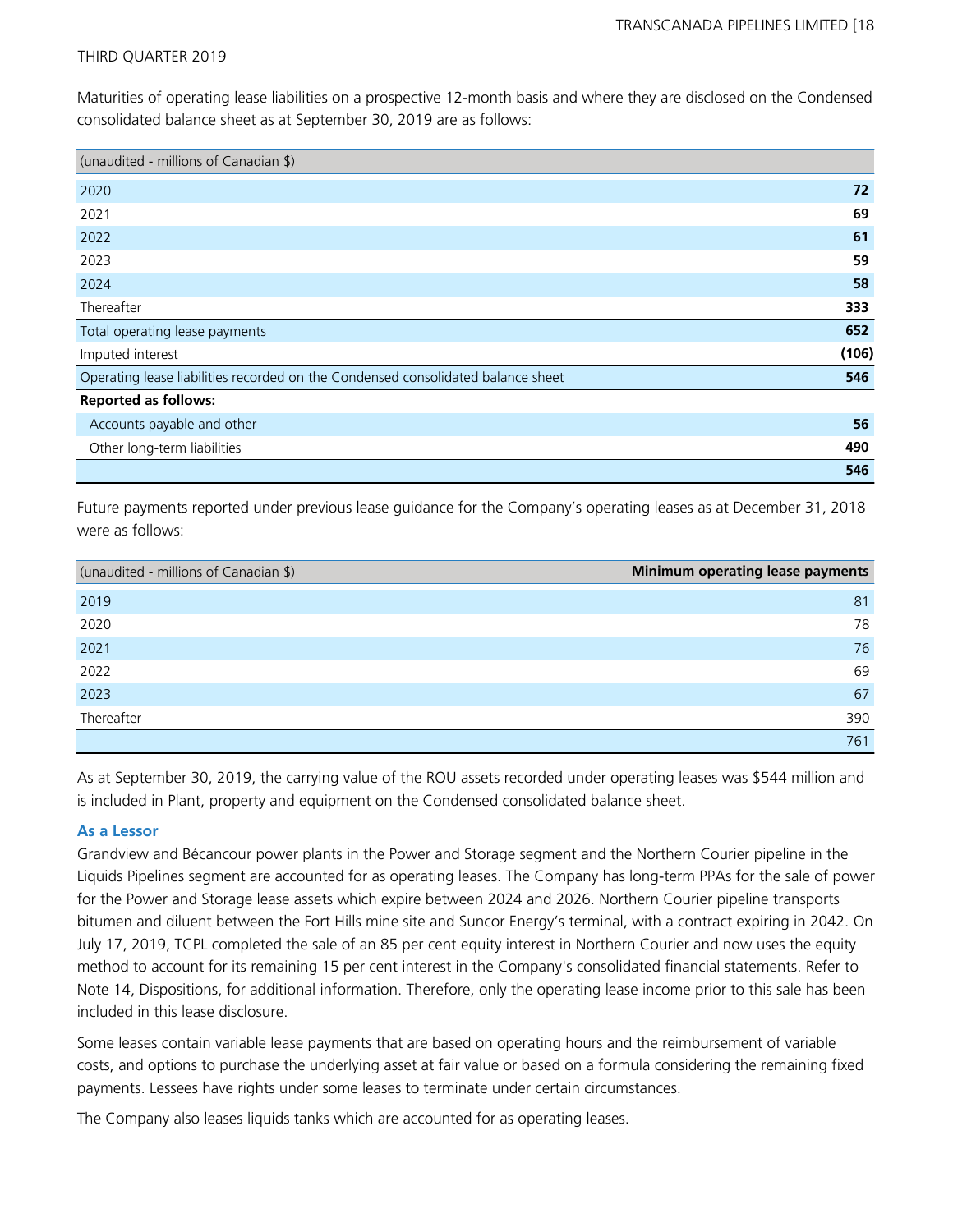Maturities of operating lease liabilities on a prospective 12-month basis and where they are disclosed on the Condensed consolidated balance sheet as at September 30, 2019 are as follows:

| (unaudited - millions of Canadian $) | |
|---|---|
| 2020 | **72** |
| 2021 | **69** |
| 2022 | **61** |
| 2023 | **59** |
| 2024 | **58** |
| Thereafter | **333** |
| Total operating lease payments | **652** |
| Imputed interest | **(106)** |
| Operating lease liabilities recorded on the Condensed consolidated balance sheet | **546** |
| **Reported as follows:** | |
| Accounts payable and other | **56** |
| Other long-term liabilities | **490** |
| | **546** |

Future payments reported under previous lease guidance for the Company's operating leases as at December 31, 2018 were as follows:

| (unaudited - millions of Canadian $) | Minimum operating lease payments |
|---|---|
| 2019 | 81 |
| 2020 | 78 |
| 2021 | 76 |
| 2022 | 69 |
| 2023 | 67 |
| Thereafter | 390 |
| | 761 |

As at September 30, 2019, the carrying value of the ROU assets recorded under operating leases was $544 million and is included in Plant, property and equipment on the Condensed consolidated balance sheet.

### As a Lessor

Grandview and Bécancour power plants in the Power and Storage segment and the Northern Courier pipeline in the Liquids Pipelines segment are accounted for as operating leases. The Company has long-term PPAs for the sale of power for the Power and Storage lease assets which expire between 2024 and 2026. Northern Courier pipeline transports bitumen and diluent between the Fort Hills mine site and Suncor Energy's terminal, with a contract expiring in 2042. On July 17, 2019, TCPL completed the sale of an 85 per cent equity interest in Northern Courier and now uses the equity method to account for its remaining 15 per cent interest in the Company's consolidated financial statements. Refer to Note 14, Dispositions, for additional information. Therefore, only the operating lease income prior to this sale has been included in this lease disclosure.

Some leases contain variable lease payments that are based on operating hours and the reimbursement of variable costs, and options to purchase the underlying asset at fair value or based on a formula considering the remaining fixed payments. Lessees have rights under some leases to terminate under certain circumstances.

The Company also leases liquids tanks which are accounted for as operating leases.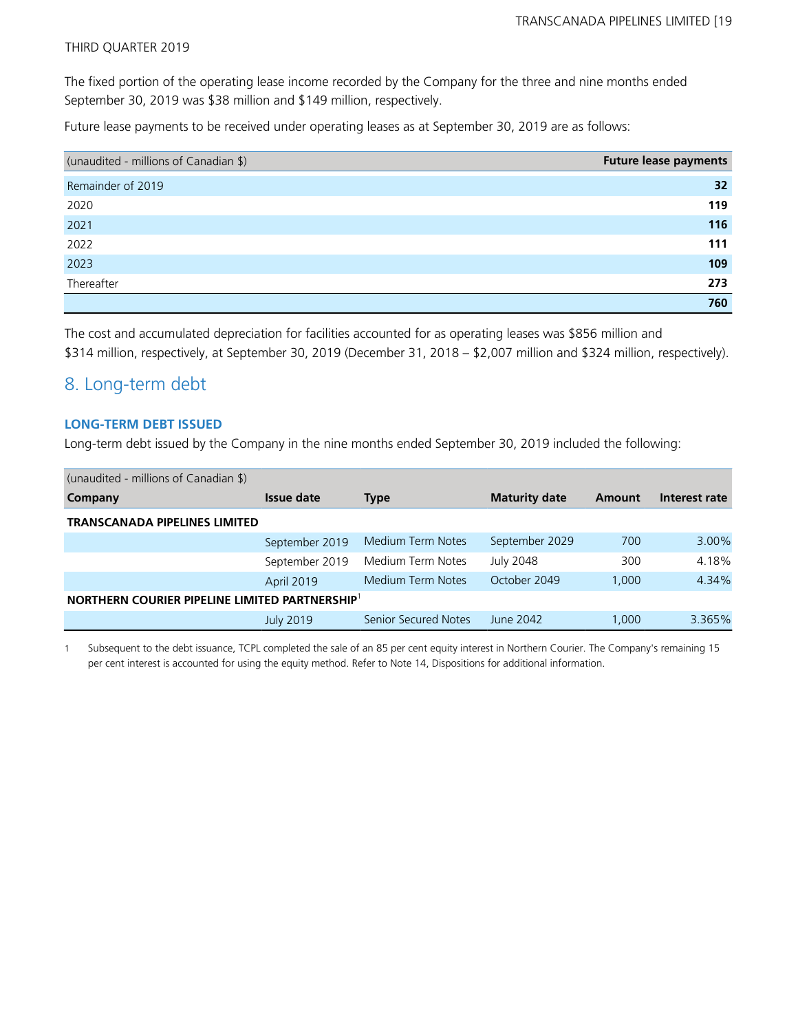The fixed portion of the operating lease income recorded by the Company for the three and nine months ended September 30, 2019 was $38 million and $149 million, respectively.

Future lease payments to be received under operating leases as at September 30, 2019 are as follows:

| (unaudited - millions of Canadian $) | Future lease payments |
|---|---|
| Remainder of 2019 | 32 |
| 2020 | 119 |
| 2021 | 116 |
| 2022 | 111 |
| 2023 | 109 |
| Thereafter | 273 |
| | 760 |

The cost and accumulated depreciation for facilities accounted for as operating leases was $856 million and $314 million, respectively, at September 30, 2019 (December 31, 2018 – $2,007 million and $324 million, respectively).

## 8. Long-term debt

### LONG-TERM DEBT ISSUED

Long-term debt issued by the Company in the nine months ended September 30, 2019 included the following:

| (unaudited - millions of Canadian $) Company | Issue date | Type | Maturity date | Amount | Interest rate |
|---|---|---|---|---|---|
| **TRANSCANADA PIPELINES LIMITED** | | | | | |
| | September 2019 | Medium Term Notes | September 2029 | 700 | 3.00% |
| | September 2019 | Medium Term Notes | July 2048 | 300 | 4.18% |
| | April 2019 | Medium Term Notes | October 2049 | 1,000 | 4.34% |
| **NORTHERN COURIER PIPELINE LIMITED PARTNERSHIP**[1] | | | | | |
| | July 2019 | Senior Secured Notes | June 2042 | 1,000 | 3.365% |

1 Subsequent to the debt issuance, TCPL completed the sale of an 85 per cent equity interest in Northern Courier. The Company's remaining 15 per cent interest is accounted for using the equity method. Refer to Note 14, Dispositions for additional information.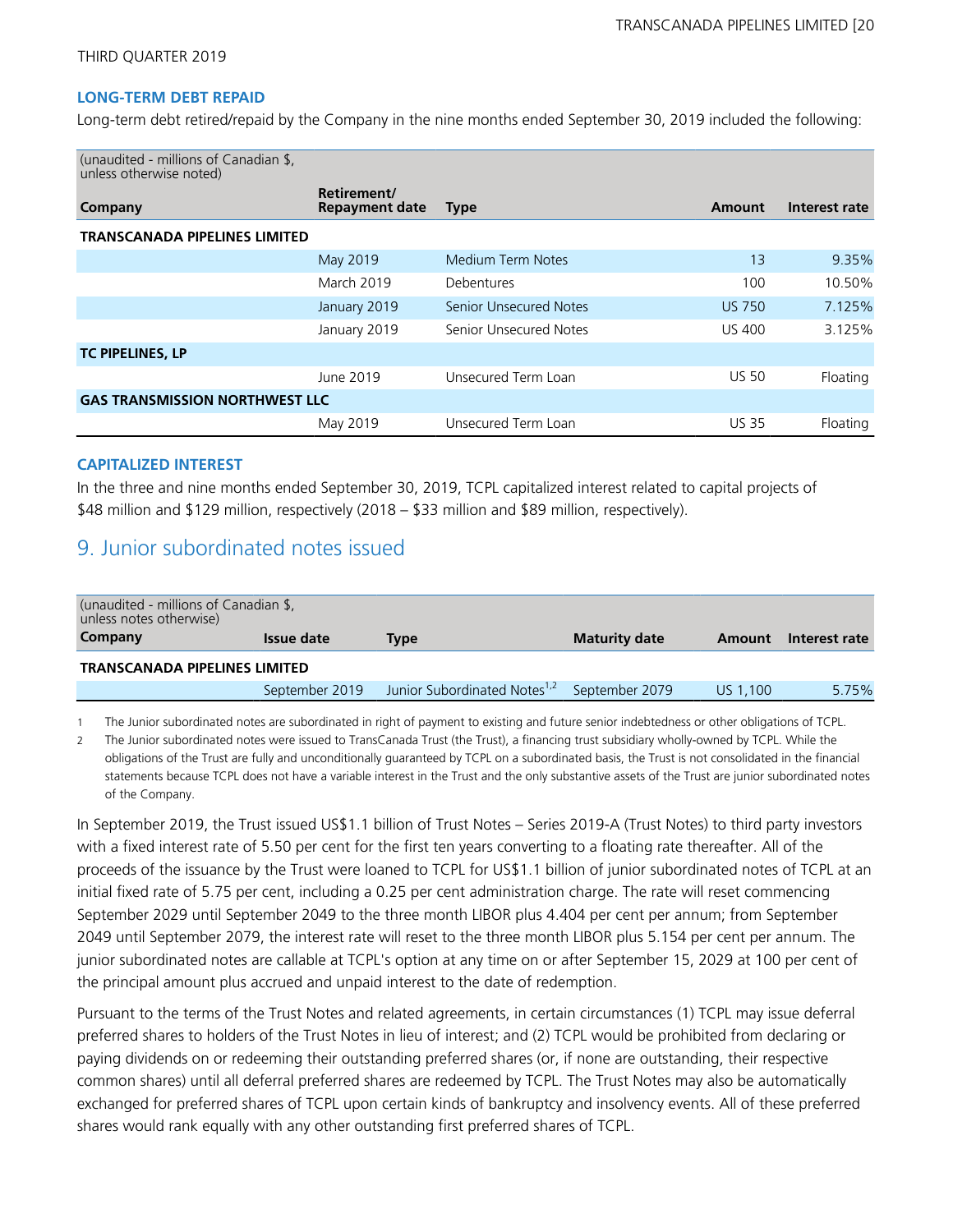THIRD QUARTER 2019

### LONG-TERM DEBT REPAID

Long-term debt retired/repaid by the Company in the nine months ended September 30, 2019 included the following:

| (unaudited - millions of Canadian $, unless otherwise noted) Company | Retirement/ Repayment date | Type | Amount | Interest rate |
|---|---|---|---|---|
| **TRANSCANADA PIPELINES LIMITED** | | | | |
| | May 2019 | Medium Term Notes | 13 | 9.35% |
| | March 2019 | Debentures | 100 | 10.50% |
| | January 2019 | Senior Unsecured Notes | US 750 | 7.125% |
| | January 2019 | Senior Unsecured Notes | US 400 | 3.125% |
| **TC PIPELINES, LP** | | | | |
| | June 2019 | Unsecured Term Loan | US 50 | Floating |
| **GAS TRANSMISSION NORTHWEST LLC** | | | | |
| | May 2019 | Unsecured Term Loan | US 35 | Floating |

### CAPITALIZED INTEREST

In the three and nine months ended September 30, 2019, TCPL capitalized interest related to capital projects of $48 million and $129 million, respectively (2018 – $33 million and $89 million, respectively).

## 9. Junior subordinated notes issued

| (unaudited - millions of Canadian $, unless notes otherwise) Company | Issue date | Type | Maturity date | Amount | Interest rate |
|---|---|---|---|---|---|
| **TRANSCANADA PIPELINES LIMITED** | | | | | |
| | September 2019 | Junior Subordinated Notes[1,2] | September 2079 | US 1,100 | 5.75% |

1 The Junior subordinated notes are subordinated in right of payment to existing and future senior indebtedness or other obligations of TCPL.

2 The Junior subordinated notes were issued to TransCanada Trust (the Trust), a financing trust subsidiary wholly-owned by TCPL. While the obligations of the Trust are fully and unconditionally guaranteed by TCPL on a subordinated basis, the Trust is not consolidated in the financial statements because TCPL does not have a variable interest in the Trust and the only substantive assets of the Trust are junior subordinated notes of the Company.

In September 2019, the Trust issued US$1.1 billion of Trust Notes – Series 2019-A (Trust Notes) to third party investors with a fixed interest rate of 5.50 per cent for the first ten years converting to a floating rate thereafter. All of the proceeds of the issuance by the Trust were loaned to TCPL for US$1.1 billion of junior subordinated notes of TCPL at an initial fixed rate of 5.75 per cent, including a 0.25 per cent administration charge. The rate will reset commencing September 2029 until September 2049 to the three month LIBOR plus 4.404 per cent per annum; from September 2049 until September 2079, the interest rate will reset to the three month LIBOR plus 5.154 per cent per annum. The junior subordinated notes are callable at TCPL's option at any time on or after September 15, 2029 at 100 per cent of the principal amount plus accrued and unpaid interest to the date of redemption.

Pursuant to the terms of the Trust Notes and related agreements, in certain circumstances (1) TCPL may issue deferral preferred shares to holders of the Trust Notes in lieu of interest; and (2) TCPL would be prohibited from declaring or paying dividends on or redeeming their outstanding preferred shares (or, if none are outstanding, their respective common shares) until all deferral preferred shares are redeemed by TCPL. The Trust Notes may also be automatically exchanged for preferred shares of TCPL upon certain kinds of bankruptcy and insolvency events. All of these preferred shares would rank equally with any other outstanding first preferred shares of TCPL.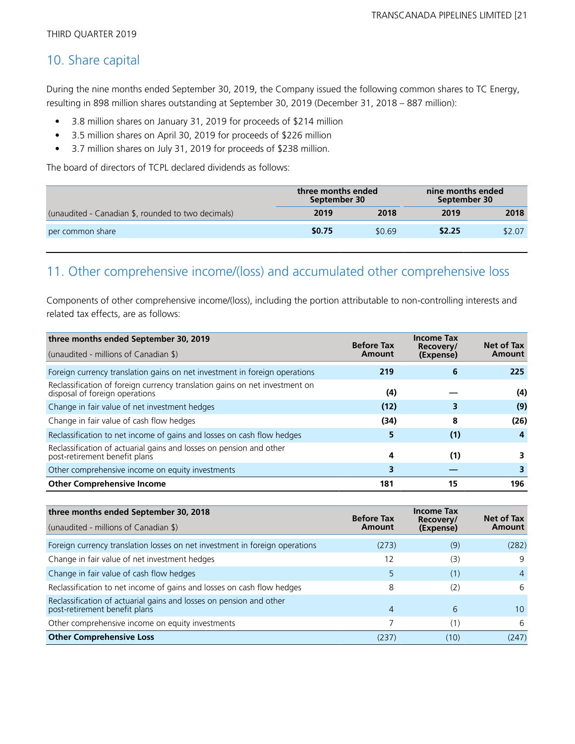THIRD QUARTER 2019

## 10. Share capital

During the nine months ended September 30, 2019, the Company issued the following common shares to TC Energy, resulting in 898 million shares outstanding at September 30, 2019 (December 31, 2018 – 887 million):

- 3.8 million shares on January 31, 2019 for proceeds of $214 million
- 3.5 million shares on April 30, 2019 for proceeds of $226 million
- 3.7 million shares on July 31, 2019 for proceeds of $238 million.

The board of directors of TCPL declared dividends as follows:

| | three months ended September 30 | | nine months ended September 30 | |
|---|---|---|---|---|
| (unaudited - Canadian $, rounded to two decimals) | **2019** | **2018** | **2019** | **2018** |
| per common share | **$0.75** | $0.69 | **$2.25** | $2.07 |

## 11. Other comprehensive income/(loss) and accumulated other comprehensive loss

Components of other comprehensive income/(loss), including the portion attributable to non-controlling interests and related tax effects, are as follows:

| **three months ended September 30, 2019**<br>(unaudited - millions of Canadian $) | Before Tax Amount | Income Tax Recovery/ (Expense) | Net of Tax Amount |
|---|---|---|---|
| Foreign currency translation gains on net investment in foreign operations | **219** | **6** | **225** |
| Reclassification of foreign currency translation gains on net investment on disposal of foreign operations | **(4)** | **—** | **(4)** |
| Change in fair value of net investment hedges | **(12)** | **3** | **(9)** |
| Change in fair value of cash flow hedges | **(34)** | **8** | **(26)** |
| Reclassification to net income of gains and losses on cash flow hedges | **5** | **(1)** | **4** |
| Reclassification of actuarial gains and losses on pension and other post-retirement benefit plans | **4** | **(1)** | **3** |
| Other comprehensive income on equity investments | **3** | **—** | **3** |
| **Other Comprehensive Income** | **181** | **15** | **196** |

| **three months ended September 30, 2018**<br>(unaudited - millions of Canadian $) | Before Tax Amount | Income Tax Recovery/ (Expense) | Net of Tax Amount |
|---|---|---|---|
| Foreign currency translation losses on net investment in foreign operations | (273) | (9) | (282) |
| Change in fair value of net investment hedges | 12 | (3) | 9 |
| Change in fair value of cash flow hedges | 5 | (1) | 4 |
| Reclassification to net income of gains and losses on cash flow hedges | 8 | (2) | 6 |
| Reclassification of actuarial gains and losses on pension and other post-retirement benefit plans | 4 | 6 | 10 |
| Other comprehensive income on equity investments | 7 | (1) | 6 |
| **Other Comprehensive Loss** | (237) | (10) | (247) |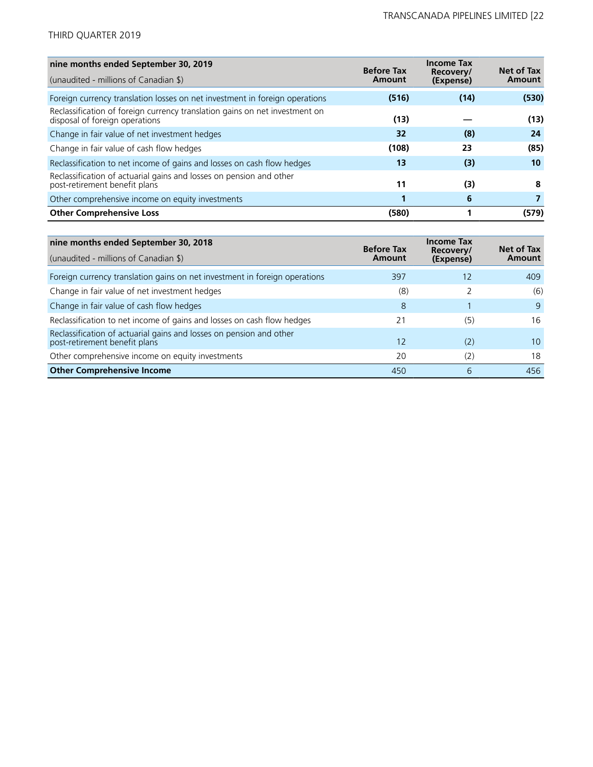| nine months ended September 30, 2019<br>(unaudited - millions of Canadian $) | Before Tax Amount | Income Tax Recovery/ (Expense) | Net of Tax Amount |
|---|---|---|---|
| Foreign currency translation losses on net investment in foreign operations | **(516)** | **(14)** | **(530)** |
| Reclassification of foreign currency translation gains on net investment on disposal of foreign operations | **(13)** | **—** | **(13)** |
| Change in fair value of net investment hedges | **32** | **(8)** | **24** |
| Change in fair value of cash flow hedges | **(108)** | **23** | **(85)** |
| Reclassification to net income of gains and losses on cash flow hedges | **13** | **(3)** | **10** |
| Reclassification of actuarial gains and losses on pension and other post-retirement benefit plans | **11** | **(3)** | **8** |
| Other comprehensive income on equity investments | **1** | **6** | **7** |
| **Other Comprehensive Loss** | **(580)** | **1** | **(579)** |

| nine months ended September 30, 2018<br>(unaudited - millions of Canadian $) | Before Tax Amount | Income Tax Recovery/ (Expense) | Net of Tax Amount |
|---|---|---|---|
| Foreign currency translation gains on net investment in foreign operations | 397 | 12 | 409 |
| Change in fair value of net investment hedges | (8) | 2 | (6) |
| Change in fair value of cash flow hedges | 8 | 1 | 9 |
| Reclassification to net income of gains and losses on cash flow hedges | 21 | (5) | 16 |
| Reclassification of actuarial gains and losses on pension and other post-retirement benefit plans | 12 | (2) | 10 |
| Other comprehensive income on equity investments | 20 | (2) | 18 |
| **Other Comprehensive Income** | 450 | 6 | 456 |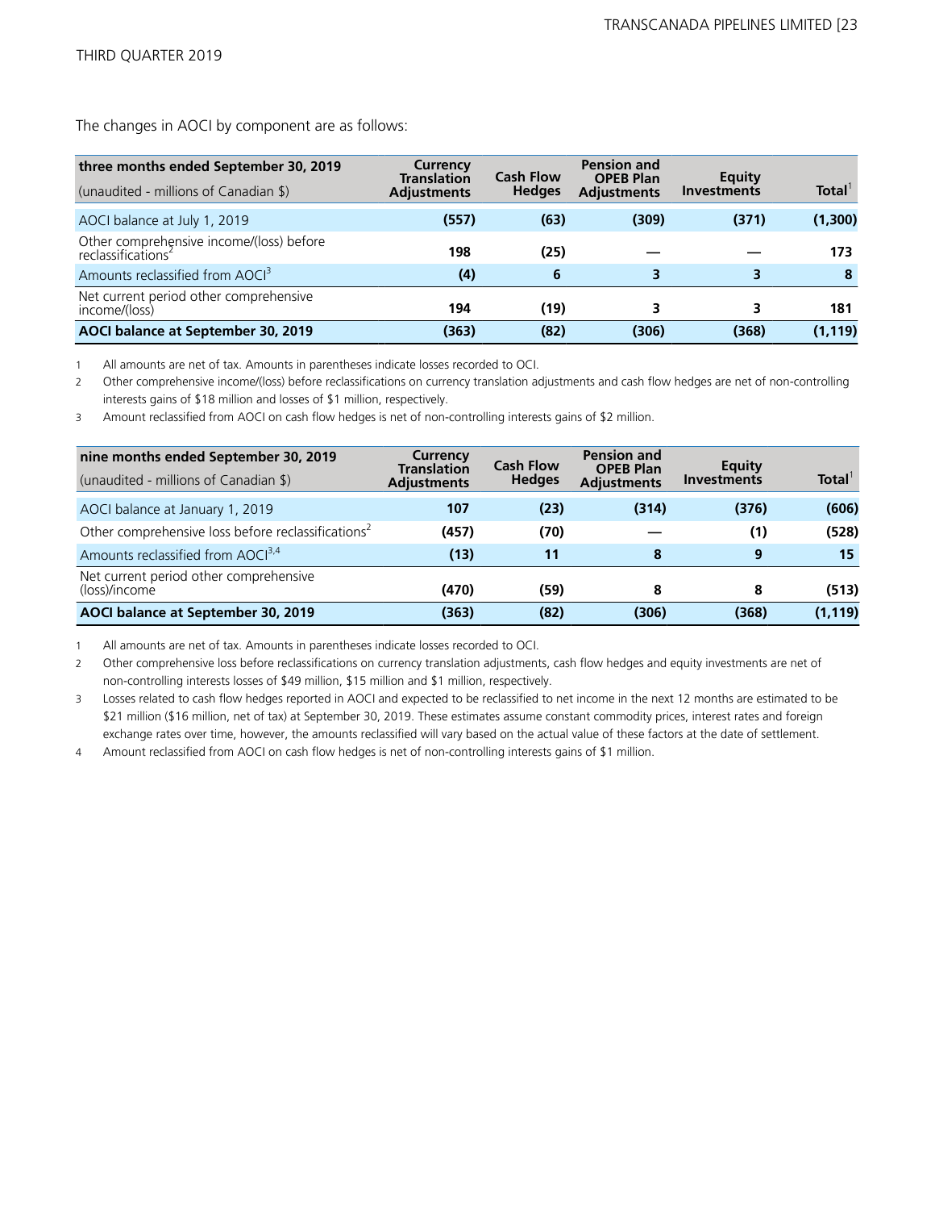The changes in AOCI by component are as follows:

| three months ended September 30, 2019<br>(unaudited - millions of Canadian $) | Currency Translation Adjustments | Cash Flow Hedges | Pension and OPEB Plan Adjustments | Equity Investments | Total[1] |
|---|---|---|---|---|---|
| AOCI balance at July 1, 2019 | (557) | (63) | (309) | (371) | (1,300) |
| Other comprehensive income/(loss) before reclassifications[2] | 198 | (25) | — | — | 173 |
| Amounts reclassified from AOCI[3] | (4) | 6 | 3 | 3 | 8 |
| Net current period other comprehensive income/(loss) | 194 | (19) | 3 | 3 | 181 |
| **AOCI balance at September 30, 2019** | **(363)** | **(82)** | **(306)** | **(368)** | **(1,119)** |

1 All amounts are net of tax. Amounts in parentheses indicate losses recorded to OCI.

2 Other comprehensive income/(loss) before reclassifications on currency translation adjustments and cash flow hedges are net of non-controlling interests gains of $18 million and losses of $1 million, respectively.

3 Amount reclassified from AOCI on cash flow hedges is net of non-controlling interests gains of $2 million.

| nine months ended September 30, 2019<br>(unaudited - millions of Canadian $) | Currency Translation Adjustments | Cash Flow Hedges | Pension and OPEB Plan Adjustments | Equity Investments | Total[1] |
|---|---|---|---|---|---|
| AOCI balance at January 1, 2019 | 107 | (23) | (314) | (376) | (606) |
| Other comprehensive loss before reclassifications[2] | (457) | (70) | — | (1) | (528) |
| Amounts reclassified from AOCI[3,4] | (13) | 11 | 8 | 9 | 15 |
| Net current period other comprehensive (loss)/income | (470) | (59) | 8 | 8 | (513) |
| **AOCI balance at September 30, 2019** | **(363)** | **(82)** | **(306)** | **(368)** | **(1,119)** |

1 All amounts are net of tax. Amounts in parentheses indicate losses recorded to OCI.

2 Other comprehensive loss before reclassifications on currency translation adjustments, cash flow hedges and equity investments are net of non-controlling interests losses of $49 million, $15 million and $1 million, respectively.

3 Losses related to cash flow hedges reported in AOCI and expected to be reclassified to net income in the next 12 months are estimated to be $21 million ($16 million, net of tax) at September 30, 2019. These estimates assume constant commodity prices, interest rates and foreign exchange rates over time, however, the amounts reclassified will vary based on the actual value of these factors at the date of settlement.

4 Amount reclassified from AOCI on cash flow hedges is net of non-controlling interests gains of $1 million.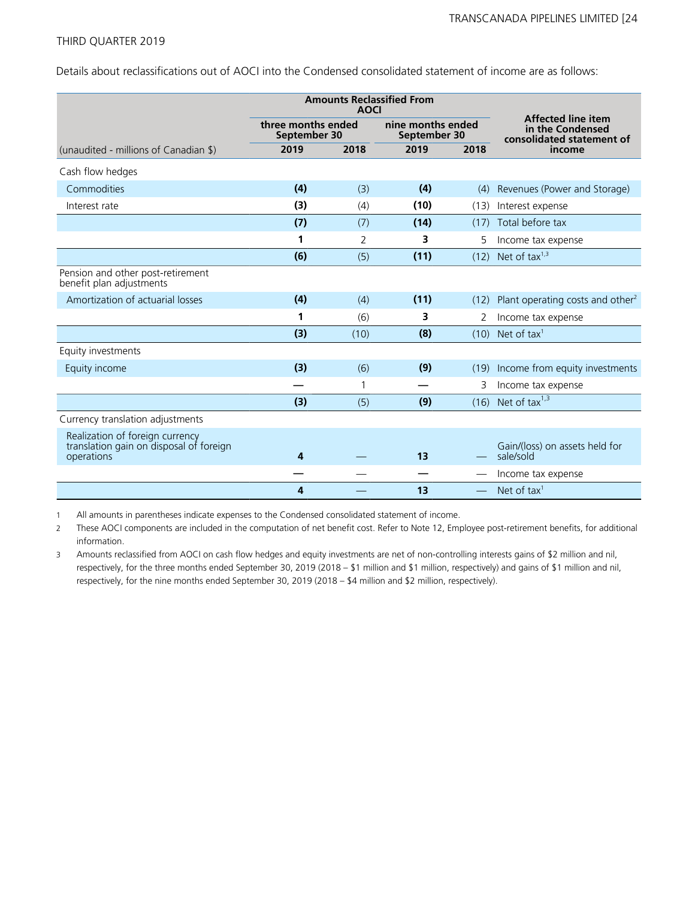Details about reclassifications out of AOCI into the Condensed consolidated statement of income are as follows:

| | Amounts Reclassified From AOCI | | | | Affected line item in the Condensed consolidated statement of income |
|---|---|---|---|---|---|
| | three months ended September 30 | | nine months ended September 30 | | |
| (unaudited - millions of Canadian $) | **2019** | 2018 | **2019** | 2018 | |
| Cash flow hedges | | | | | |
| Commodities | **(4)** | (3) | **(4)** | (4) | Revenues (Power and Storage) |
| Interest rate | **(3)** | (4) | **(10)** | (13) | Interest expense |
| | **(7)** | (7) | **(14)** | (17) | Total before tax |
| | **1** | 2 | **3** | 5 | Income tax expense |
| | **(6)** | (5) | **(11)** | (12) | Net of tax[1,3] |
| Pension and other post-retirement benefit plan adjustments | | | | | |
| Amortization of actuarial losses | **(4)** | (4) | **(11)** | (12) | Plant operating costs and other[2] |
| | **1** | (6) | **3** | 2 | Income tax expense |
| | **(3)** | (10) | **(8)** | (10) | Net of tax[1] |
| Equity investments | | | | | |
| Equity income | **(3)** | (6) | **(9)** | (19) | Income from equity investments |
| | **—** | 1 | **—** | 3 | Income tax expense |
| | **(3)** | (5) | **(9)** | (16) | Net of tax[1,3] |
| Currency translation adjustments | | | | | |
| Realization of foreign currency translation gain on disposal of foreign operations | **4** | — | **13** | — | Gain/(loss) on assets held for sale/sold |
| | **—** | — | **—** | — | Income tax expense |
| | **4** | — | **13** | — | Net of tax[1] |

1 All amounts in parentheses indicate expenses to the Condensed consolidated statement of income.

2 These AOCI components are included in the computation of net benefit cost. Refer to Note 12, Employee post-retirement benefits, for additional information.

3 Amounts reclassified from AOCI on cash flow hedges and equity investments are net of non-controlling interests gains of $2 million and nil, respectively, for the three months ended September 30, 2019 (2018 – $1 million and $1 million, respectively) and gains of $1 million and nil, respectively, for the nine months ended September 30, 2019 (2018 – $4 million and $2 million, respectively).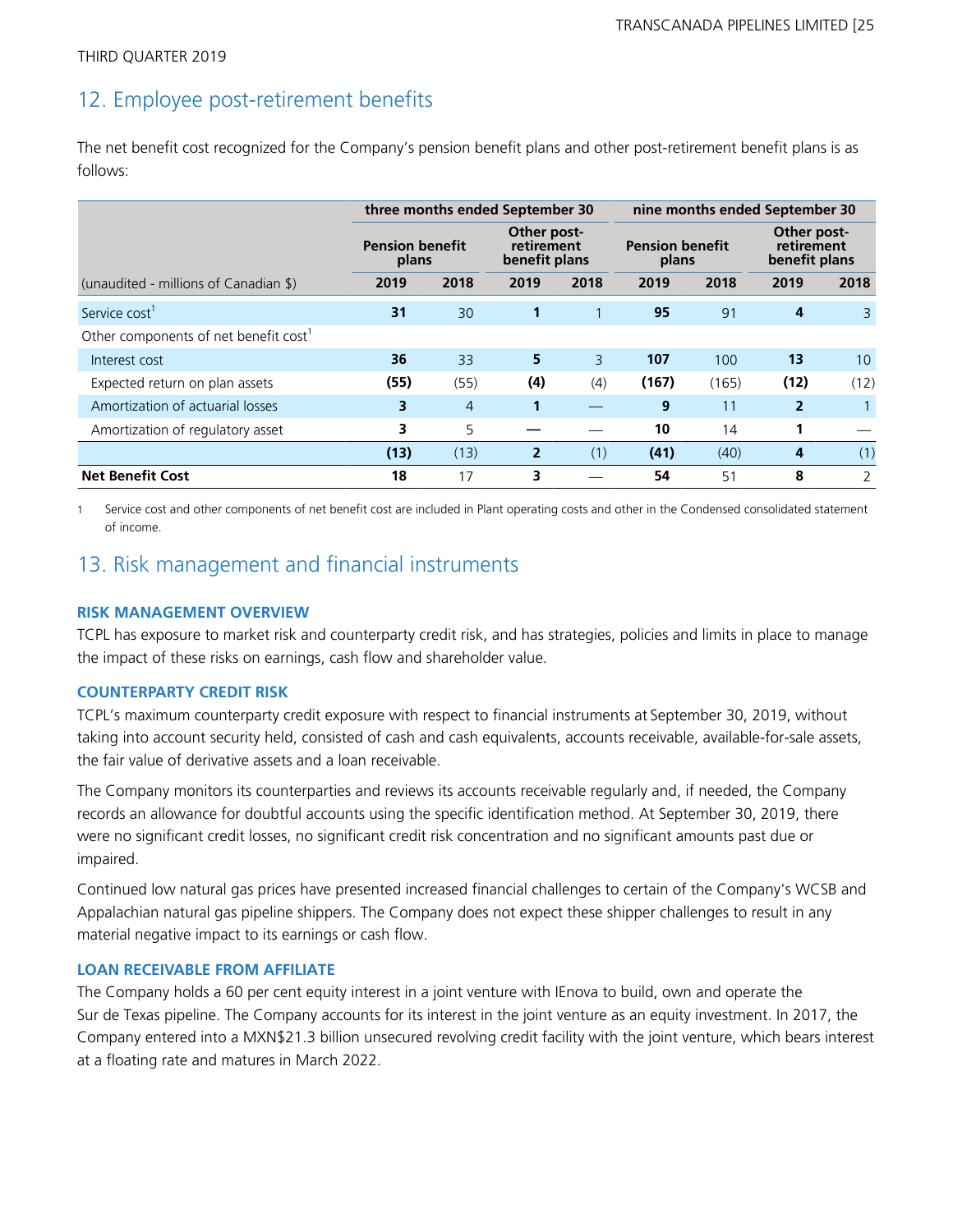## 12. Employee post-retirement benefits

The net benefit cost recognized for the Company's pension benefit plans and other post-retirement benefit plans is as follows:

| | three months ended September 30 | | | | nine months ended September 30 | | | |
|---|---|---|---|---|---|---|---|---|
| | Pension benefit plans | | Other post-retirement benefit plans | | Pension benefit plans | | Other post-retirement benefit plans | |
| (unaudited - millions of Canadian $) | 2019 | 2018 | 2019 | 2018 | 2019 | 2018 | 2019 | 2018 |
| Service cost[1] | **31** | 30 | **1** | 1 | **95** | 91 | **4** | 3 |
| Other components of net benefit cost[1] | | | | | | | | |
| Interest cost | **36** | 33 | **5** | 3 | **107** | 100 | **13** | 10 |
| Expected return on plan assets | **(55)** | (55) | **(4)** | (4) | **(167)** | (165) | **(12)** | (12) |
| Amortization of actuarial losses | **3** | 4 | **1** | — | **9** | 11 | **2** | 1 |
| Amortization of regulatory asset | **3** | 5 | **—** | — | **10** | 14 | **1** | — |
| | **(13)** | (13) | **2** | (1) | **(41)** | (40) | **4** | (1) |
| **Net Benefit Cost** | **18** | 17 | **3** | — | **54** | 51 | **8** | 2 |

1 Service cost and other components of net benefit cost are included in Plant operating costs and other in the Condensed consolidated statement of income.

## 13. Risk management and financial instruments

### RISK MANAGEMENT OVERVIEW

TCPL has exposure to market risk and counterparty credit risk, and has strategies, policies and limits in place to manage the impact of these risks on earnings, cash flow and shareholder value.

### COUNTERPARTY CREDIT RISK

TCPL's maximum counterparty credit exposure with respect to financial instruments at September 30, 2019, without taking into account security held, consisted of cash and cash equivalents, accounts receivable, available-for-sale assets, the fair value of derivative assets and a loan receivable.

The Company monitors its counterparties and reviews its accounts receivable regularly and, if needed, the Company records an allowance for doubtful accounts using the specific identification method. At September 30, 2019, there were no significant credit losses, no significant credit risk concentration and no significant amounts past due or impaired.

Continued low natural gas prices have presented increased financial challenges to certain of the Company's WCSB and Appalachian natural gas pipeline shippers. The Company does not expect these shipper challenges to result in any material negative impact to its earnings or cash flow.

### LOAN RECEIVABLE FROM AFFILIATE

The Company holds a 60 per cent equity interest in a joint venture with IEnova to build, own and operate the Sur de Texas pipeline. The Company accounts for its interest in the joint venture as an equity investment. In 2017, the Company entered into a MXN$21.3 billion unsecured revolving credit facility with the joint venture, which bears interest at a floating rate and matures in March 2022.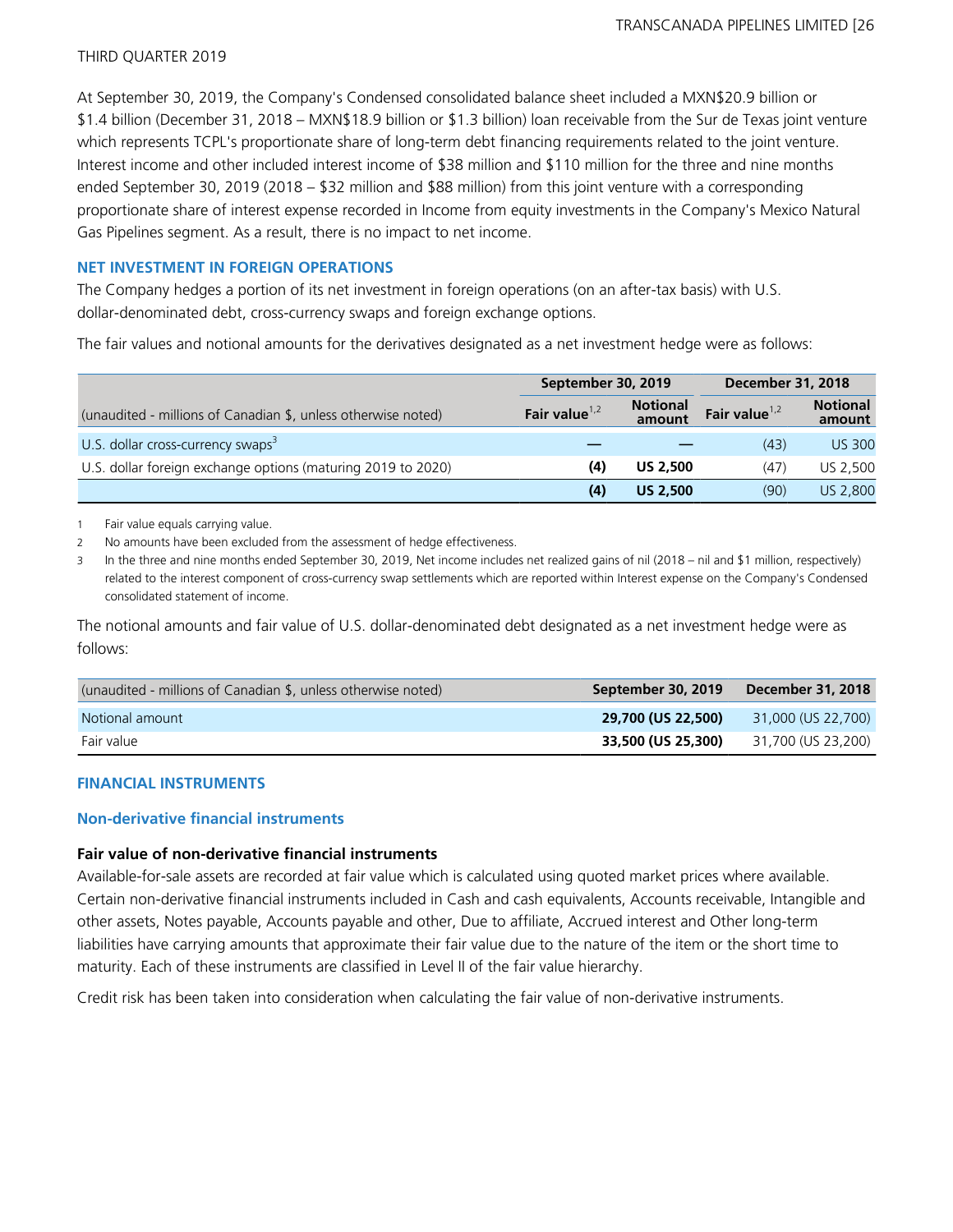At September 30, 2019, the Company's Condensed consolidated balance sheet included a MXN$20.9 billion or $1.4 billion (December 31, 2018 – MXN$18.9 billion or $1.3 billion) loan receivable from the Sur de Texas joint venture which represents TCPL's proportionate share of long-term debt financing requirements related to the joint venture. Interest income and other included interest income of $38 million and $110 million for the three and nine months ended September 30, 2019 (2018 – $32 million and $88 million) from this joint venture with a corresponding proportionate share of interest expense recorded in Income from equity investments in the Company's Mexico Natural Gas Pipelines segment. As a result, there is no impact to net income.

### NET INVESTMENT IN FOREIGN OPERATIONS

The Company hedges a portion of its net investment in foreign operations (on an after-tax basis) with U.S. dollar-denominated debt, cross-currency swaps and foreign exchange options.

The fair values and notional amounts for the derivatives designated as a net investment hedge were as follows:

| | September 30, 2019 | | December 31, 2018 | |
|---|---|---|---|---|
| (unaudited - millions of Canadian $, unless otherwise noted) | Fair value[1,2] | Notional amount | Fair value[1,2] | Notional amount |
| U.S. dollar cross-currency swaps[3] | — | — | (43) | US 300 |
| U.S. dollar foreign exchange options (maturing 2019 to 2020) | **(4)** | **US 2,500** | (47) | US 2,500 |
| | **(4)** | **US 2,500** | (90) | US 2,800 |

1 Fair value equals carrying value.

2 No amounts have been excluded from the assessment of hedge effectiveness.

3 In the three and nine months ended September 30, 2019, Net income includes net realized gains of nil (2018 – nil and $1 million, respectively) related to the interest component of cross-currency swap settlements which are reported within Interest expense on the Company's Condensed consolidated statement of income.

The notional amounts and fair value of U.S. dollar-denominated debt designated as a net investment hedge were as follows:

| (unaudited - millions of Canadian $, unless otherwise noted) | September 30, 2019 | December 31, 2018 |
|---|---|---|
| Notional amount | **29,700 (US 22,500)** | 31,000 (US 22,700) |
| Fair value | **33,500 (US 25,300)** | 31,700 (US 23,200) |

### FINANCIAL INSTRUMENTS

#### Non-derivative financial instruments

**Fair value of non-derivative financial instruments**

Available-for-sale assets are recorded at fair value which is calculated using quoted market prices where available. Certain non-derivative financial instruments included in Cash and cash equivalents, Accounts receivable, Intangible and other assets, Notes payable, Accounts payable and other, Due to affiliate, Accrued interest and Other long-term liabilities have carrying amounts that approximate their fair value due to the nature of the item or the short time to maturity. Each of these instruments are classified in Level II of the fair value hierarchy.

Credit risk has been taken into consideration when calculating the fair value of non-derivative instruments.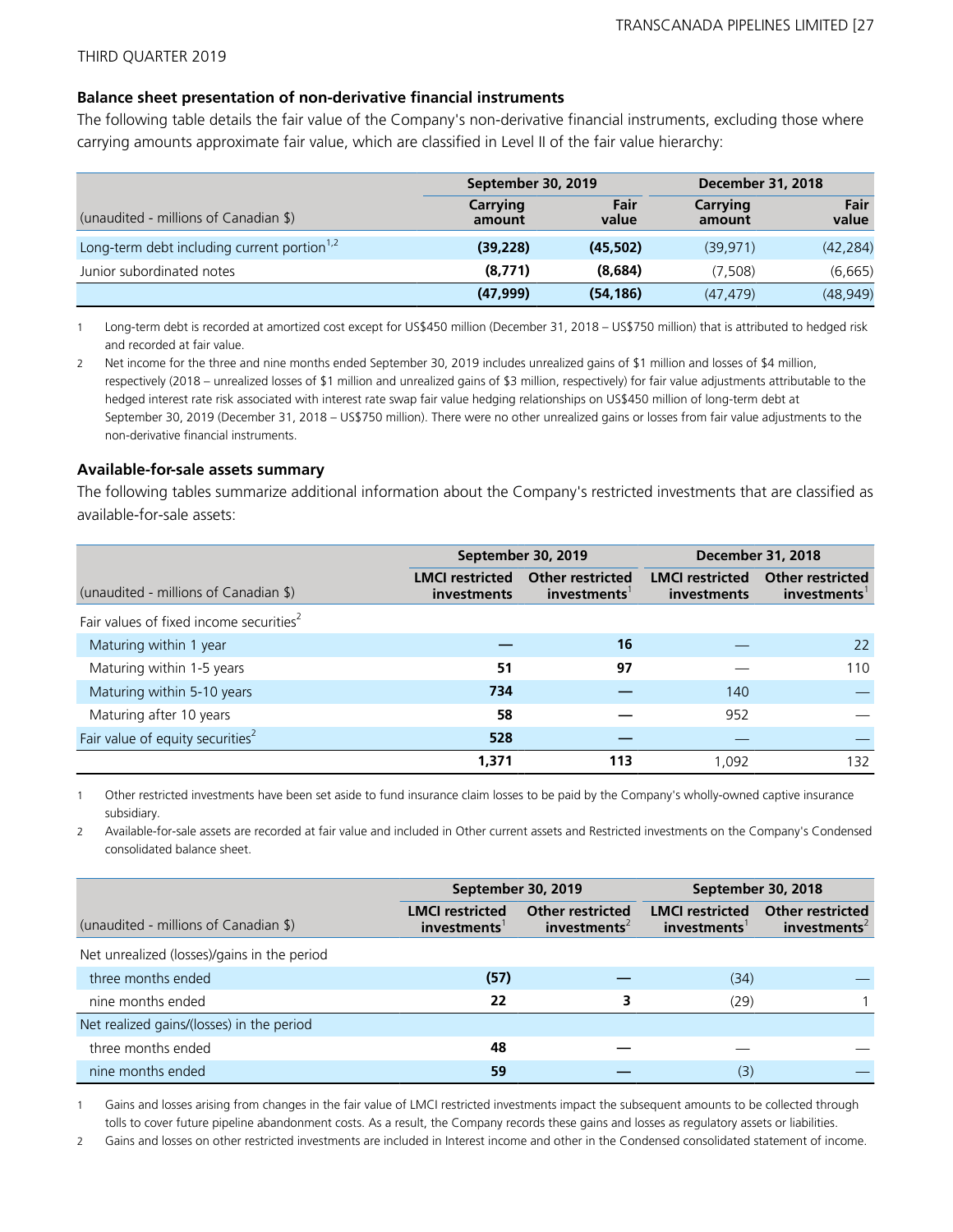### Balance sheet presentation of non-derivative financial instruments

The following table details the fair value of the Company's non-derivative financial instruments, excluding those where carrying amounts approximate fair value, which are classified in Level II of the fair value hierarchy:

| | September 30, 2019 | | December 31, 2018 | |
|---|---|---|---|---|
| (unaudited - millions of Canadian $) | Carrying amount | Fair value | Carrying amount | Fair value |
| Long-term debt including current portion[1,2] | **(39,228)** | **(45,502)** | (39,971) | (42,284) |
| Junior subordinated notes | **(8,771)** | **(8,684)** | (7,508) | (6,665) |
| | **(47,999)** | **(54,186)** | (47,479) | (48,949) |

1 Long-term debt is recorded at amortized cost except for US$450 million (December 31, 2018 – US$750 million) that is attributed to hedged risk and recorded at fair value.

2 Net income for the three and nine months ended September 30, 2019 includes unrealized gains of $1 million and losses of $4 million, respectively (2018 – unrealized losses of $1 million and unrealized gains of $3 million, respectively) for fair value adjustments attributable to the hedged interest rate risk associated with interest rate swap fair value hedging relationships on US$450 million of long-term debt at September 30, 2019 (December 31, 2018 – US$750 million). There were no other unrealized gains or losses from fair value adjustments to the non-derivative financial instruments.

### Available-for-sale assets summary

The following tables summarize additional information about the Company's restricted investments that are classified as available-for-sale assets:

| | September 30, 2019 | | December 31, 2018 | |
|---|---|---|---|---|
| (unaudited - millions of Canadian $) | LMCI restricted investments | Other restricted investments[1] | LMCI restricted investments | Other restricted investments[1] |
| Fair values of fixed income securities[2] | | | | |
| Maturing within 1 year | **—** | **16** | — | 22 |
| Maturing within 1-5 years | **51** | **97** | — | 110 |
| Maturing within 5-10 years | **734** | **—** | 140 | — |
| Maturing after 10 years | **58** | **—** | 952 | — |
| Fair value of equity securities[2] | **528** | **—** | — | — |
| | **1,371** | **113** | 1,092 | 132 |

1 Other restricted investments have been set aside to fund insurance claim losses to be paid by the Company's wholly-owned captive insurance subsidiary.

2 Available-for-sale assets are recorded at fair value and included in Other current assets and Restricted investments on the Company's Condensed consolidated balance sheet.

| | September 30, 2019 | | September 30, 2018 | |
|---|---|---|---|---|
| (unaudited - millions of Canadian $) | LMCI restricted investments[1] | Other restricted investments[2] | LMCI restricted investments[1] | Other restricted investments[2] |
| Net unrealized (losses)/gains in the period | | | | |
| three months ended | **(57)** | **—** | (34) | — |
| nine months ended | **22** | **3** | (29) | 1 |
| Net realized gains/(losses) in the period | | | | |
| three months ended | **48** | **—** | — | — |
| nine months ended | **59** | **—** | (3) | — |

1 Gains and losses arising from changes in the fair value of LMCI restricted investments impact the subsequent amounts to be collected through tolls to cover future pipeline abandonment costs. As a result, the Company records these gains and losses as regulatory assets or liabilities.

2 Gains and losses on other restricted investments are included in Interest income and other in the Condensed consolidated statement of income.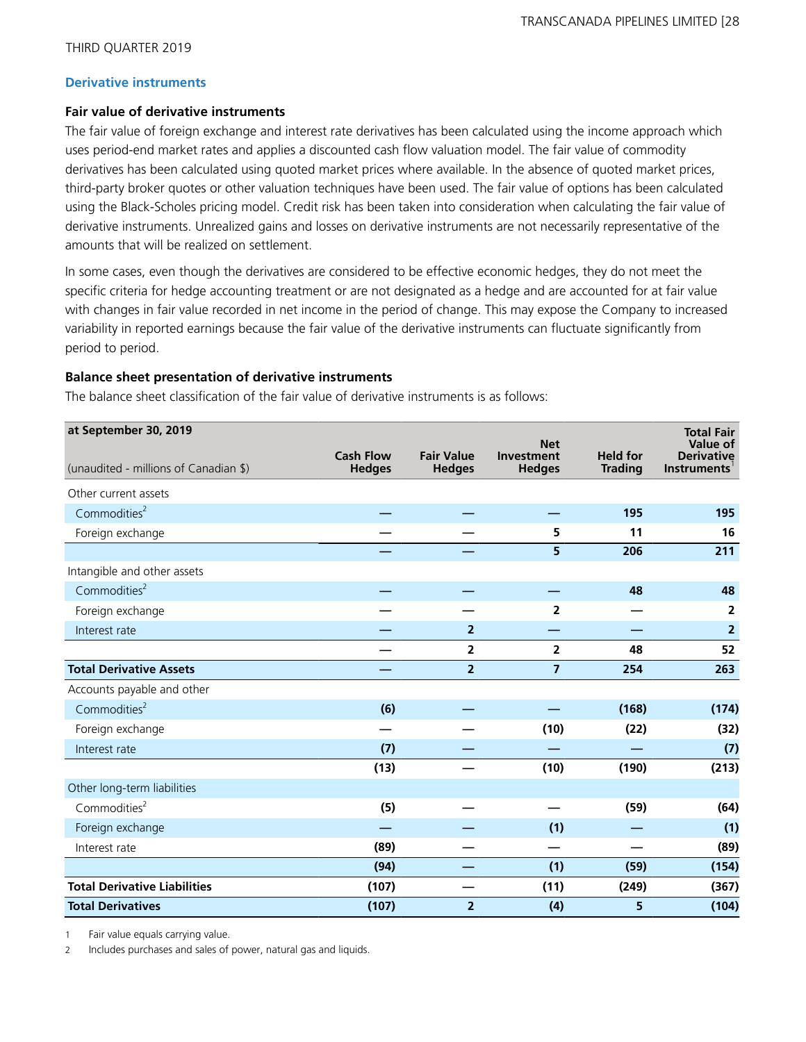THIRD QUARTER 2019

## Derivative instruments

### Fair value of derivative instruments

The fair value of foreign exchange and interest rate derivatives has been calculated using the income approach which uses period-end market rates and applies a discounted cash flow valuation model. The fair value of commodity derivatives has been calculated using quoted market prices where available. In the absence of quoted market prices, third-party broker quotes or other valuation techniques have been used. The fair value of options has been calculated using the Black-Scholes pricing model. Credit risk has been taken into consideration when calculating the fair value of derivative instruments. Unrealized gains and losses on derivative instruments are not necessarily representative of the amounts that will be realized on settlement.

In some cases, even though the derivatives are considered to be effective economic hedges, they do not meet the specific criteria for hedge accounting treatment or are not designated as a hedge and are accounted for at fair value with changes in fair value recorded in net income in the period of change. This may expose the Company to increased variability in reported earnings because the fair value of the derivative instruments can fluctuate significantly from period to period.

### Balance sheet presentation of derivative instruments

The balance sheet classification of the fair value of derivative instruments is as follows:

| at September 30, 2019<br>(unaudited - millions of Canadian $) | Cash Flow Hedges | Fair Value Hedges | Net Investment Hedges | Held for Trading | Total Fair Value of Derivative Instruments[1] |
|---|---|---|---|---|---|
| Other current assets | | | | | |
| Commodities[2] | — | — | — | 195 | 195 |
| Foreign exchange | — | — | 5 | 11 | 16 |
| | — | — | 5 | 206 | 211 |
| Intangible and other assets | | | | | |
| Commodities[2] | — | — | — | 48 | 48 |
| Foreign exchange | — | — | 2 | — | 2 |
| Interest rate | — | 2 | — | — | 2 |
| | — | 2 | 2 | 48 | 52 |
| **Total Derivative Assets** | — | 2 | 7 | 254 | 263 |
| Accounts payable and other | | | | | |
| Commodities[2] | (6) | — | — | (168) | (174) |
| Foreign exchange | — | — | (10) | (22) | (32) |
| Interest rate | (7) | — | — | — | (7) |
| | (13) | — | (10) | (190) | (213) |
| Other long-term liabilities | | | | | |
| Commodities[2] | (5) | — | — | (59) | (64) |
| Foreign exchange | — | — | (1) | — | (1) |
| Interest rate | (89) | — | — | — | (89) |
| | (94) | — | (1) | (59) | (154) |
| **Total Derivative Liabilities** | (107) | — | (11) | (249) | (367) |
| **Total Derivatives** | (107) | 2 | (4) | 5 | (104) |

1 Fair value equals carrying value.

2 Includes purchases and sales of power, natural gas and liquids.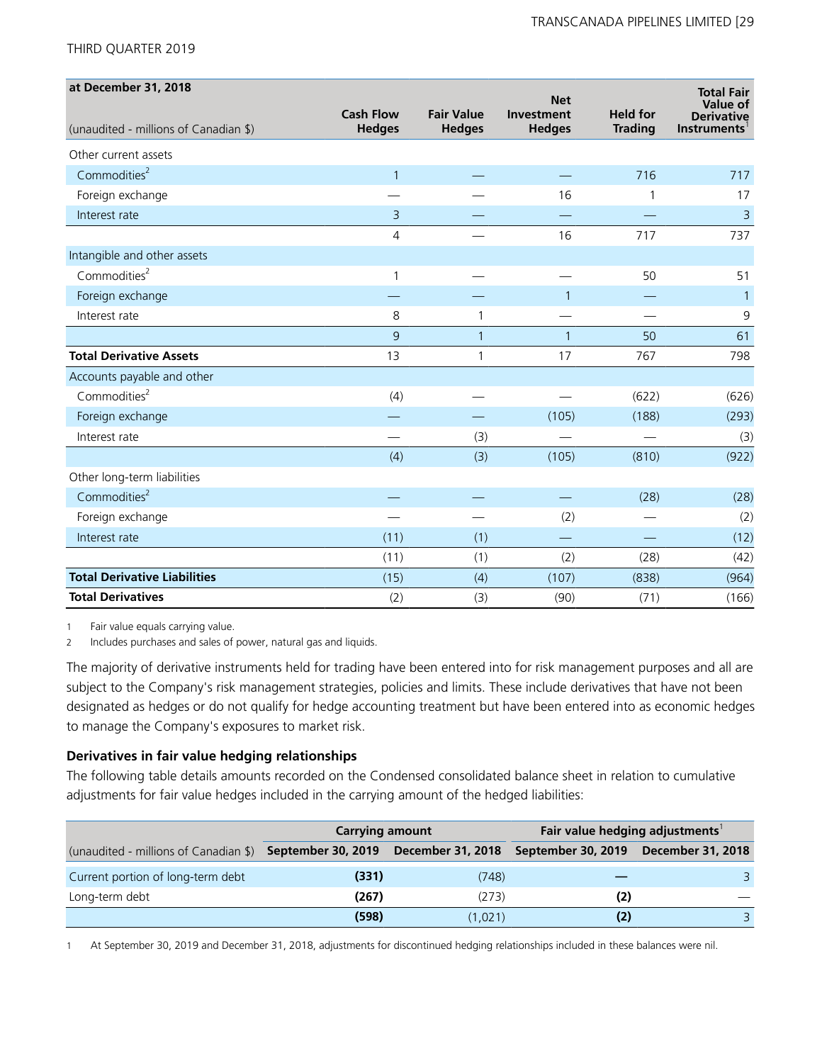| at December 31, 2018<br>(unaudited - millions of Canadian $) | Cash Flow Hedges | Fair Value Hedges | Net Investment Hedges | Held for Trading | Total Fair Value of Derivative Instruments[1] |
|---|---|---|---|---|---|
| Other current assets | | | | | |
| Commodities[2] | 1 | — | — | 716 | 717 |
| Foreign exchange | — | — | 16 | 1 | 17 |
| Interest rate | 3 | — | — | — | 3 |
| | 4 | — | 16 | 717 | 737 |
| Intangible and other assets | | | | | |
| Commodities[2] | 1 | — | — | 50 | 51 |
| Foreign exchange | — | — | 1 | — | 1 |
| Interest rate | 8 | 1 | — | — | 9 |
| | 9 | 1 | 1 | 50 | 61 |
| **Total Derivative Assets** | 13 | 1 | 17 | 767 | 798 |
| Accounts payable and other | | | | | |
| Commodities[2] | (4) | — | — | (622) | (626) |
| Foreign exchange | — | — | (105) | (188) | (293) |
| Interest rate | — | (3) | — | — | (3) |
| | (4) | (3) | (105) | (810) | (922) |
| Other long-term liabilities | | | | | |
| Commodities[2] | — | — | — | (28) | (28) |
| Foreign exchange | — | — | (2) | — | (2) |
| Interest rate | (11) | (1) | — | — | (12) |
| | (11) | (1) | (2) | (28) | (42) |
| **Total Derivative Liabilities** | (15) | (4) | (107) | (838) | (964) |
| **Total Derivatives** | (2) | (3) | (90) | (71) | (166) |

1 Fair value equals carrying value.

2 Includes purchases and sales of power, natural gas and liquids.

The majority of derivative instruments held for trading have been entered into for risk management purposes and all are subject to the Company's risk management strategies, policies and limits. These include derivatives that have not been designated as hedges or do not qualify for hedge accounting treatment but have been entered into as economic hedges to manage the Company's exposures to market risk.

**Derivatives in fair value hedging relationships**

The following table details amounts recorded on the Condensed consolidated balance sheet in relation to cumulative adjustments for fair value hedges included in the carrying amount of the hedged liabilities:

| | Carrying amount | | Fair value hedging adjustments[1] | |
|---|---|---|---|---|
| (unaudited - millions of Canadian $) | September 30, 2019 | December 31, 2018 | September 30, 2019 | December 31, 2018 |
| Current portion of long-term debt | **(331)** | (748) | **—** | 3 |
| Long-term debt | **(267)** | (273) | **(2)** | — |
| | **(598)** | (1,021) | **(2)** | 3 |

1 At September 30, 2019 and December 31, 2018, adjustments for discontinued hedging relationships included in these balances were nil.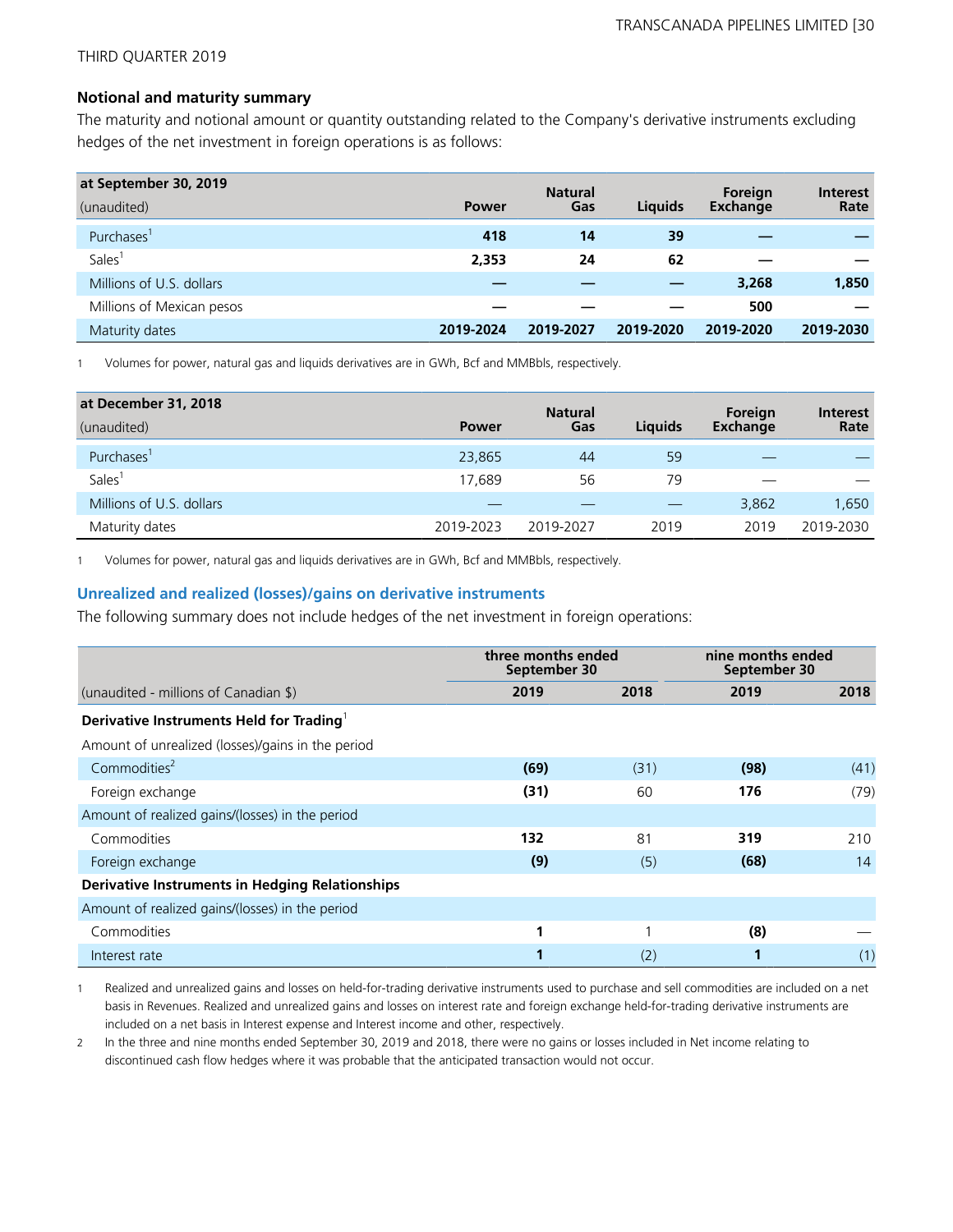THIRD QUARTER 2019

### Notional and maturity summary

The maturity and notional amount or quantity outstanding related to the Company's derivative instruments excluding hedges of the net investment in foreign operations is as follows:

| at September 30, 2019<br>(unaudited) | Power | Natural Gas | Liquids | Foreign Exchange | Interest Rate |
|---|---|---|---|---|---|
| Purchases[1] | **418** | **14** | **39** | **—** | **—** |
| Sales[1] | **2,353** | **24** | **62** | **—** | **—** |
| Millions of U.S. dollars | **—** | **—** | **—** | **3,268** | **1,850** |
| Millions of Mexican pesos | **—** | **—** | **—** | **500** | **—** |
| Maturity dates | **2019-2024** | **2019-2027** | **2019-2020** | **2019-2020** | **2019-2030** |

1 Volumes for power, natural gas and liquids derivatives are in GWh, Bcf and MMBbls, respectively.

| at December 31, 2018<br>(unaudited) | Power | Natural Gas | Liquids | Foreign Exchange | Interest Rate |
|---|---|---|---|---|---|
| Purchases[1] | 23,865 | 44 | 59 | — | — |
| Sales[1] | 17,689 | 56 | 79 | — | — |
| Millions of U.S. dollars | — | — | — | 3,862 | 1,650 |
| Maturity dates | 2019-2023 | 2019-2027 | 2019 | 2019 | 2019-2030 |

1 Volumes for power, natural gas and liquids derivatives are in GWh, Bcf and MMBbls, respectively.

## Unrealized and realized (losses)/gains on derivative instruments

The following summary does not include hedges of the net investment in foreign operations:

| | three months ended September 30 | | nine months ended September 30 | |
|---|---|---|---|---|
| (unaudited - millions of Canadian $) | 2019 | 2018 | 2019 | 2018 |
| **Derivative Instruments Held for Trading**[1] | | | | |
| Amount of unrealized (losses)/gains in the period | | | | |
| Commodities[2] | **(69)** | (31) | **(98)** | (41) |
| Foreign exchange | **(31)** | 60 | **176** | (79) |
| Amount of realized gains/(losses) in the period | | | | |
| Commodities | **132** | 81 | **319** | 210 |
| Foreign exchange | **(9)** | (5) | **(68)** | 14 |
| **Derivative Instruments in Hedging Relationships** | | | | |
| Amount of realized gains/(losses) in the period | | | | |
| Commodities | **1** | 1 | **(8)** | — |
| Interest rate | **1** | (2) | **1** | (1) |

1 Realized and unrealized gains and losses on held-for-trading derivative instruments used to purchase and sell commodities are included on a net basis in Revenues. Realized and unrealized gains and losses on interest rate and foreign exchange held-for-trading derivative instruments are included on a net basis in Interest expense and Interest income and other, respectively.

2 In the three and nine months ended September 30, 2019 and 2018, there were no gains or losses included in Net income relating to discontinued cash flow hedges where it was probable that the anticipated transaction would not occur.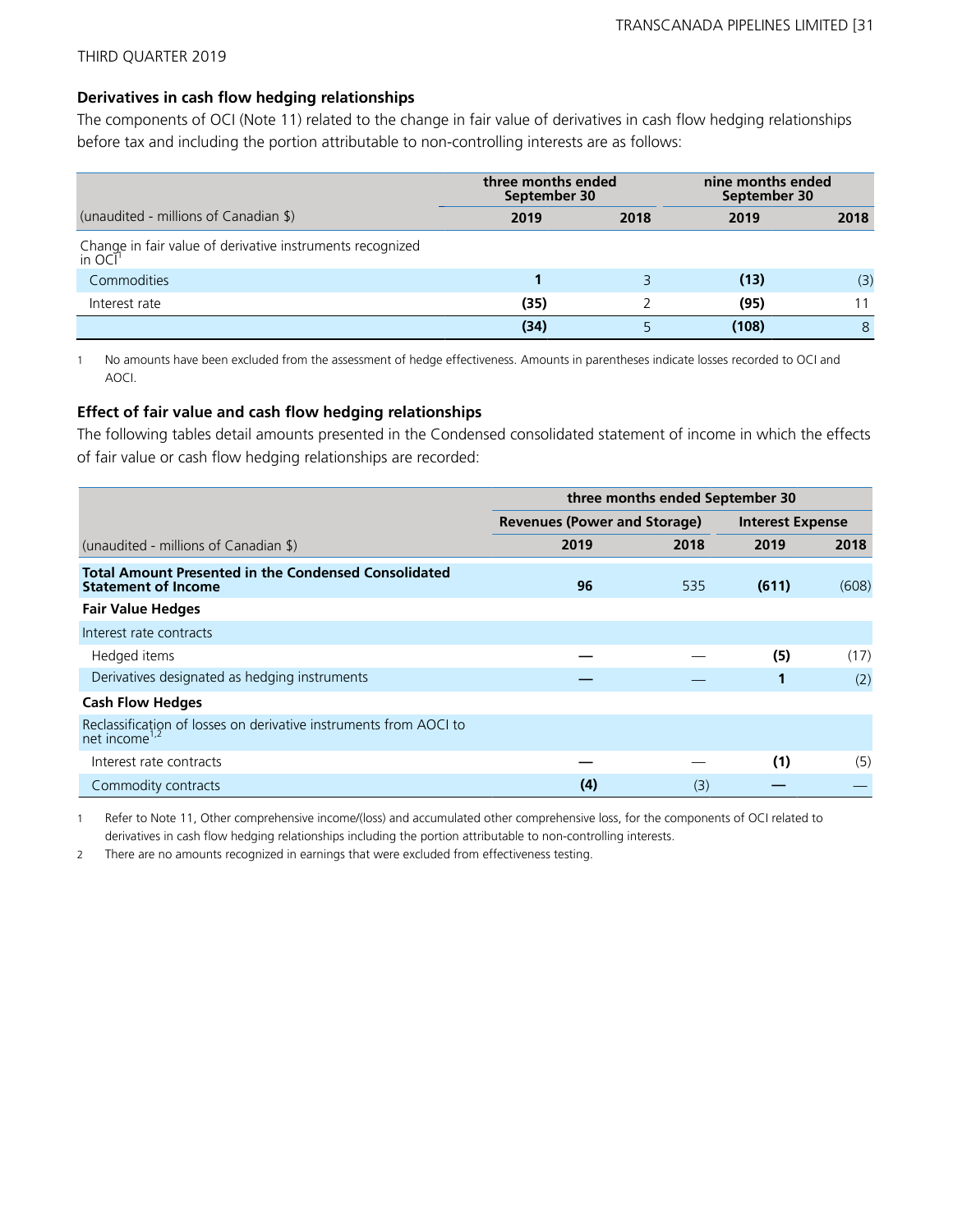THIRD QUARTER 2019

**Derivatives in cash flow hedging relationships**

The components of OCI (Note 11) related to the change in fair value of derivatives in cash flow hedging relationships before tax and including the portion attributable to non-controlling interests are as follows:

| | three months ended September 30 | | nine months ended September 30 | |
|---|---|---|---|---|
| (unaudited - millions of Canadian $) | **2019** | 2018 | **2019** | 2018 |
| Change in fair value of derivative instruments recognized in OCI[1] | | | | |
| Commodities | **1** | 3 | **(13)** | (3) |
| Interest rate | **(35)** | 2 | **(95)** | 11 |
| | **(34)** | 5 | **(108)** | 8 |

1 No amounts have been excluded from the assessment of hedge effectiveness. Amounts in parentheses indicate losses recorded to OCI and AOCI.

**Effect of fair value and cash flow hedging relationships**

The following tables detail amounts presented in the Condensed consolidated statement of income in which the effects of fair value or cash flow hedging relationships are recorded:

| | three months ended September 30 | | | |
|---|---|---|---|---|
| | Revenues (Power and Storage) | | Interest Expense | |
| (unaudited - millions of Canadian $) | **2019** | 2018 | **2019** | 2018 |
| **Total Amount Presented in the Condensed Consolidated Statement of Income** | **96** | 535 | **(611)** | (608) |
| **Fair Value Hedges** | | | | |
| Interest rate contracts | | | | |
| Hedged items | **—** | — | **(5)** | (17) |
| Derivatives designated as hedging instruments | **—** | — | **1** | (2) |
| **Cash Flow Hedges** | | | | |
| Reclassification of losses on derivative instruments from AOCI to net income[1,2] | | | | |
| Interest rate contracts | **—** | — | **(1)** | (5) |
| Commodity contracts | **(4)** | (3) | **—** | — |

1 Refer to Note 11, Other comprehensive income/(loss) and accumulated other comprehensive loss, for the components of OCI related to derivatives in cash flow hedging relationships including the portion attributable to non-controlling interests.

2 There are no amounts recognized in earnings that were excluded from effectiveness testing.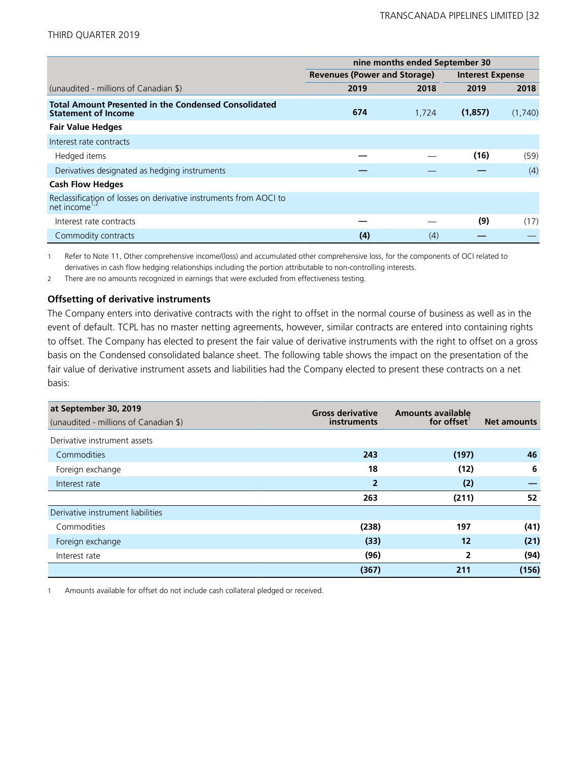| | nine months ended September 30 | | | |
|---|---|---|---|---|
| | Revenues (Power and Storage) | | Interest Expense | |
| (unaudited - millions of Canadian $) | 2019 | 2018 | 2019 | 2018 |
| **Total Amount Presented in the Condensed Consolidated Statement of Income** | **674** | 1,724 | **(1,857)** | (1,740) |
| **Fair Value Hedges** | | | | |
| Interest rate contracts | | | | |
| Hedged items | **—** | — | **(16)** | (59) |
| Derivatives designated as hedging instruments | **—** | — | **—** | (4) |
| **Cash Flow Hedges** | | | | |
| Reclassification of losses on derivative instruments from AOCI to net income[1,2] | | | | |
| Interest rate contracts | **—** | — | **(9)** | (17) |
| Commodity contracts | **(4)** | (4) | **—** | — |

1 Refer to Note 11, Other comprehensive income/(loss) and accumulated other comprehensive loss, for the components of OCI related to derivatives in cash flow hedging relationships including the portion attributable to non-controlling interests.

2 There are no amounts recognized in earnings that were excluded from effectiveness testing.

### Offsetting of derivative instruments

The Company enters into derivative contracts with the right to offset in the normal course of business as well as in the event of default. TCPL has no master netting agreements, however, similar contracts are entered into containing rights to offset. The Company has elected to present the fair value of derivative instruments with the right to offset on a gross basis on the Condensed consolidated balance sheet. The following table shows the impact on the presentation of the fair value of derivative instrument assets and liabilities had the Company elected to present these contracts on a net basis:

| at September 30, 2019<br>(unaudited - millions of Canadian $) | Gross derivative instruments | Amounts available for offset[1] | Net amounts |
|---|---|---|---|
| Derivative instrument assets | | | |
| Commodities | **243** | **(197)** | **46** |
| Foreign exchange | **18** | **(12)** | **6** |
| Interest rate | **2** | **(2)** | **—** |
| | **263** | **(211)** | **52** |
| Derivative instrument liabilities | | | |
| Commodities | **(238)** | **197** | **(41)** |
| Foreign exchange | **(33)** | **12** | **(21)** |
| Interest rate | **(96)** | **2** | **(94)** |
| | **(367)** | **211** | **(156)** |

1 Amounts available for offset do not include cash collateral pledged or received.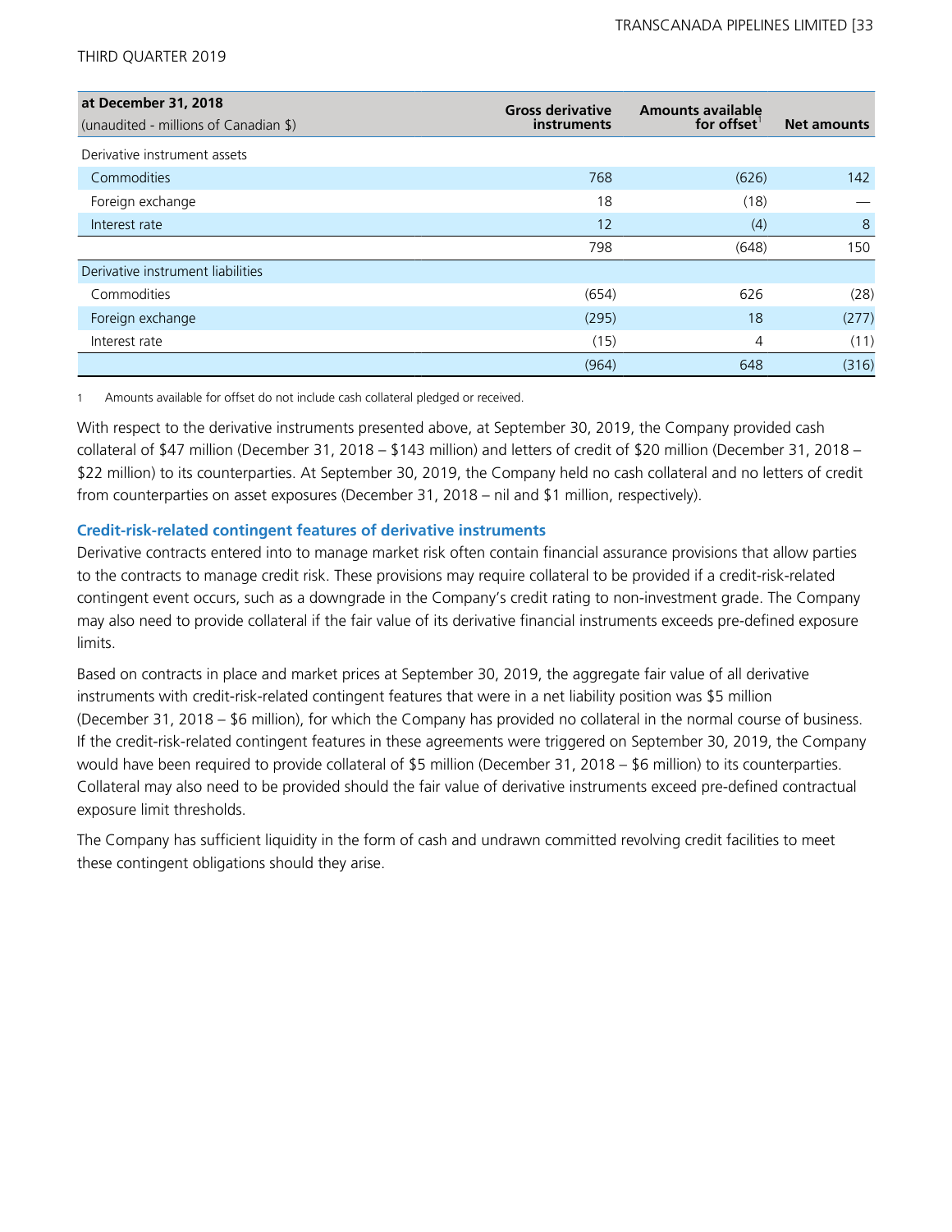| at December 31, 2018<br>(unaudited - millions of Canadian $) | Gross derivative instruments | Amounts available for offset[1] | Net amounts |
|---|---|---|---|
| Derivative instrument assets | | | |
| Commodities | 768 | (626) | 142 |
| Foreign exchange | 18 | (18) | — |
| Interest rate | 12 | (4) | 8 |
| | 798 | (648) | 150 |
| Derivative instrument liabilities | | | |
| Commodities | (654) | 626 | (28) |
| Foreign exchange | (295) | 18 | (277) |
| Interest rate | (15) | 4 | (11) |
| | (964) | 648 | (316) |

1 Amounts available for offset do not include cash collateral pledged or received.

With respect to the derivative instruments presented above, at September 30, 2019, the Company provided cash collateral of $47 million (December 31, 2018 – $143 million) and letters of credit of $20 million (December 31, 2018 – $22 million) to its counterparties. At September 30, 2019, the Company held no cash collateral and no letters of credit from counterparties on asset exposures (December 31, 2018 – nil and $1 million, respectively).

### Credit-risk-related contingent features of derivative instruments

Derivative contracts entered into to manage market risk often contain financial assurance provisions that allow parties to the contracts to manage credit risk. These provisions may require collateral to be provided if a credit-risk-related contingent event occurs, such as a downgrade in the Company's credit rating to non-investment grade. The Company may also need to provide collateral if the fair value of its derivative financial instruments exceeds pre-defined exposure limits.

Based on contracts in place and market prices at September 30, 2019, the aggregate fair value of all derivative instruments with credit-risk-related contingent features that were in a net liability position was $5 million (December 31, 2018 – $6 million), for which the Company has provided no collateral in the normal course of business. If the credit-risk-related contingent features in these agreements were triggered on September 30, 2019, the Company would have been required to provide collateral of $5 million (December 31, 2018 – $6 million) to its counterparties. Collateral may also need to be provided should the fair value of derivative instruments exceed pre-defined contractual exposure limit thresholds.

The Company has sufficient liquidity in the form of cash and undrawn committed revolving credit facilities to meet these contingent obligations should they arise.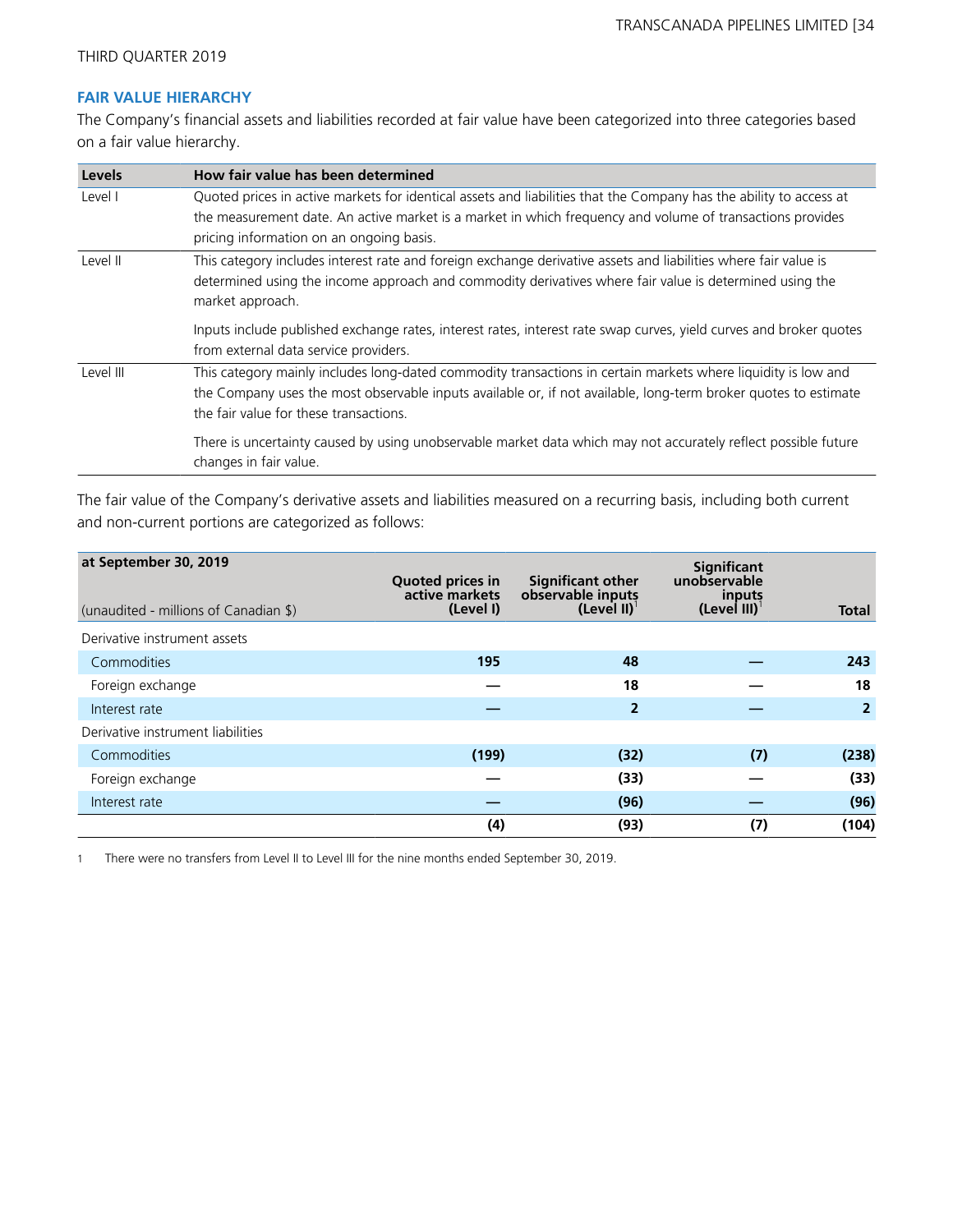## FAIR VALUE HIERARCHY

The Company's financial assets and liabilities recorded at fair value have been categorized into three categories based on a fair value hierarchy.

| Levels | How fair value has been determined |
|---|---|
| Level I | Quoted prices in active markets for identical assets and liabilities that the Company has the ability to access at the measurement date. An active market is a market in which frequency and volume of transactions provides pricing information on an ongoing basis. |
| Level II | This category includes interest rate and foreign exchange derivative assets and liabilities where fair value is determined using the income approach and commodity derivatives where fair value is determined using the market approach.<br><br>Inputs include published exchange rates, interest rates, interest rate swap curves, yield curves and broker quotes from external data service providers. |
| Level III | This category mainly includes long-dated commodity transactions in certain markets where liquidity is low and the Company uses the most observable inputs available or, if not available, long-term broker quotes to estimate the fair value for these transactions.<br><br>There is uncertainty caused by using unobservable market data which may not accurately reflect possible future changes in fair value. |

The fair value of the Company's derivative assets and liabilities measured on a recurring basis, including both current and non-current portions are categorized as follows:

| at September 30, 2019<br>(unaudited - millions of Canadian $) | Quoted prices in active markets (Level I) | Significant other observable inputs (Level II)[1] | Significant unobservable inputs (Level III)[1] | Total |
|---|---|---|---|---|
| Derivative instrument assets | | | | |
| Commodities | **195** | **48** | **—** | **243** |
| Foreign exchange | **—** | **18** | **—** | **18** |
| Interest rate | **—** | **2** | **—** | **2** |
| Derivative instrument liabilities | | | | |
| Commodities | **(199)** | **(32)** | **(7)** | **(238)** |
| Foreign exchange | **—** | **(33)** | **—** | **(33)** |
| Interest rate | **—** | **(96)** | **—** | **(96)** |
| | **(4)** | **(93)** | **(7)** | **(104)** |

1 There were no transfers from Level II to Level III for the nine months ended September 30, 2019.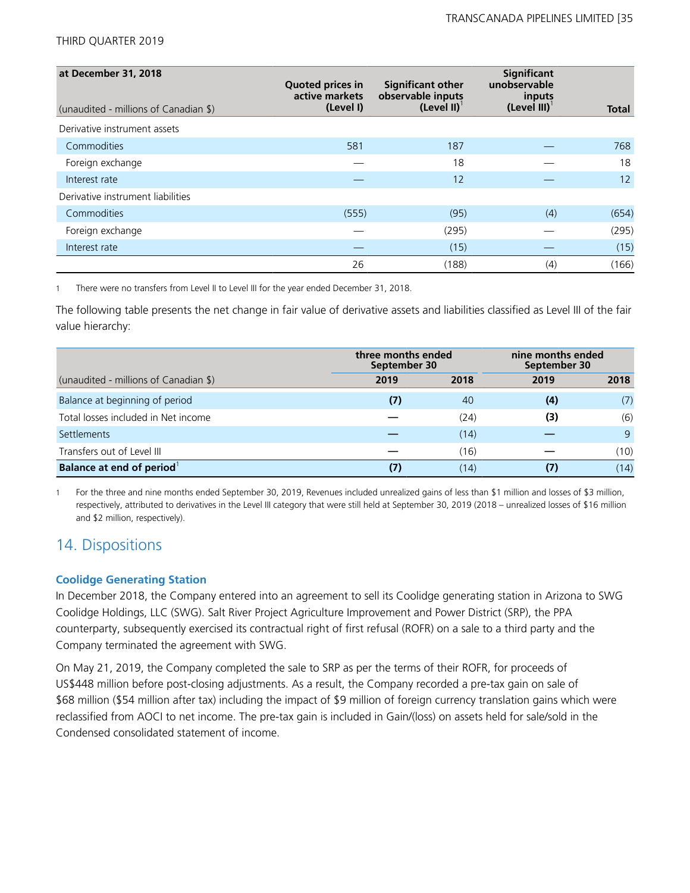| at December 31, 2018<br>(unaudited - millions of Canadian $) | Quoted prices in active markets (Level I) | Significant other observable inputs (Level II)[1] | Significant unobservable inputs (Level III)[1] | Total |
|---|---|---|---|---|
| Derivative instrument assets | | | | |
| Commodities | 581 | 187 | — | 768 |
| Foreign exchange | — | 18 | — | 18 |
| Interest rate | — | 12 | — | 12 |
| Derivative instrument liabilities | | | | |
| Commodities | (555) | (95) | (4) | (654) |
| Foreign exchange | — | (295) | — | (295) |
| Interest rate | — | (15) | — | (15) |
| | 26 | (188) | (4) | (166) |

1 There were no transfers from Level II to Level III for the year ended December 31, 2018.

The following table presents the net change in fair value of derivative assets and liabilities classified as Level III of the fair value hierarchy:

| | three months ended September 30 | | nine months ended September 30 | |
|---|---|---|---|---|
| (unaudited - millions of Canadian $) | **2019** | 2018 | **2019** | 2018 |
| Balance at beginning of period | **(7)** | 40 | **(4)** | (7) |
| Total losses included in Net income | **—** | (24) | **(3)** | (6) |
| Settlements | **—** | (14) | **—** | 9 |
| Transfers out of Level III | **—** | (16) | **—** | (10) |
| **Balance at end of period**[1] | **(7)** | (14) | **(7)** | (14) |

1 For the three and nine months ended September 30, 2019, Revenues included unrealized gains of less than $1 million and losses of $3 million, respectively, attributed to derivatives in the Level III category that were still held at September 30, 2019 (2018 – unrealized losses of $16 million and $2 million, respectively).

## 14. Dispositions

### Coolidge Generating Station

In December 2018, the Company entered into an agreement to sell its Coolidge generating station in Arizona to SWG Coolidge Holdings, LLC (SWG). Salt River Project Agriculture Improvement and Power District (SRP), the PPA counterparty, subsequently exercised its contractual right of first refusal (ROFR) on a sale to a third party and the Company terminated the agreement with SWG.

On May 21, 2019, the Company completed the sale to SRP as per the terms of their ROFR, for proceeds of US$448 million before post-closing adjustments. As a result, the Company recorded a pre-tax gain on sale of $68 million ($54 million after tax) including the impact of $9 million of foreign currency translation gains which were reclassified from AOCI to net income. The pre-tax gain is included in Gain/(loss) on assets held for sale/sold in the Condensed consolidated statement of income.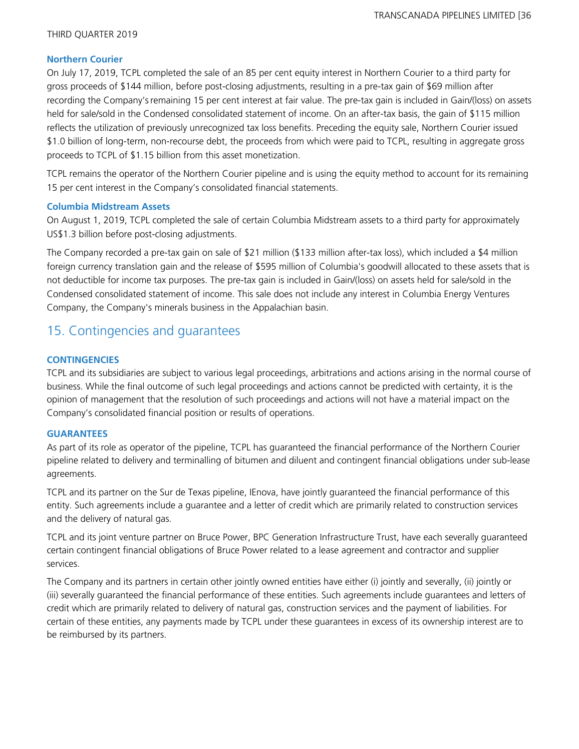### Northern Courier

On July 17, 2019, TCPL completed the sale of an 85 per cent equity interest in Northern Courier to a third party for gross proceeds of $144 million, before post-closing adjustments, resulting in a pre-tax gain of $69 million after recording the Company's remaining 15 per cent interest at fair value. The pre-tax gain is included in Gain/(loss) on assets held for sale/sold in the Condensed consolidated statement of income. On an after-tax basis, the gain of $115 million reflects the utilization of previously unrecognized tax loss benefits. Preceding the equity sale, Northern Courier issued $1.0 billion of long-term, non-recourse debt, the proceeds from which were paid to TCPL, resulting in aggregate gross proceeds to TCPL of $1.15 billion from this asset monetization.

TCPL remains the operator of the Northern Courier pipeline and is using the equity method to account for its remaining 15 per cent interest in the Company's consolidated financial statements.

### Columbia Midstream Assets

On August 1, 2019, TCPL completed the sale of certain Columbia Midstream assets to a third party for approximately US$1.3 billion before post-closing adjustments.

The Company recorded a pre-tax gain on sale of $21 million ($133 million after-tax loss), which included a $4 million foreign currency translation gain and the release of $595 million of Columbia's goodwill allocated to these assets that is not deductible for income tax purposes. The pre-tax gain is included in Gain/(loss) on assets held for sale/sold in the Condensed consolidated statement of income. This sale does not include any interest in Columbia Energy Ventures Company, the Company's minerals business in the Appalachian basin.

## 15. Contingencies and guarantees

### CONTINGENCIES

TCPL and its subsidiaries are subject to various legal proceedings, arbitrations and actions arising in the normal course of business. While the final outcome of such legal proceedings and actions cannot be predicted with certainty, it is the opinion of management that the resolution of such proceedings and actions will not have a material impact on the Company's consolidated financial position or results of operations.

### GUARANTEES

As part of its role as operator of the pipeline, TCPL has guaranteed the financial performance of the Northern Courier pipeline related to delivery and terminalling of bitumen and diluent and contingent financial obligations under sub-lease agreements.

TCPL and its partner on the Sur de Texas pipeline, IEnova, have jointly guaranteed the financial performance of this entity. Such agreements include a guarantee and a letter of credit which are primarily related to construction services and the delivery of natural gas.

TCPL and its joint venture partner on Bruce Power, BPC Generation Infrastructure Trust, have each severally guaranteed certain contingent financial obligations of Bruce Power related to a lease agreement and contractor and supplier services.

The Company and its partners in certain other jointly owned entities have either (i) jointly and severally, (ii) jointly or (iii) severally guaranteed the financial performance of these entities. Such agreements include guarantees and letters of credit which are primarily related to delivery of natural gas, construction services and the payment of liabilities. For certain of these entities, any payments made by TCPL under these guarantees in excess of its ownership interest are to be reimbursed by its partners.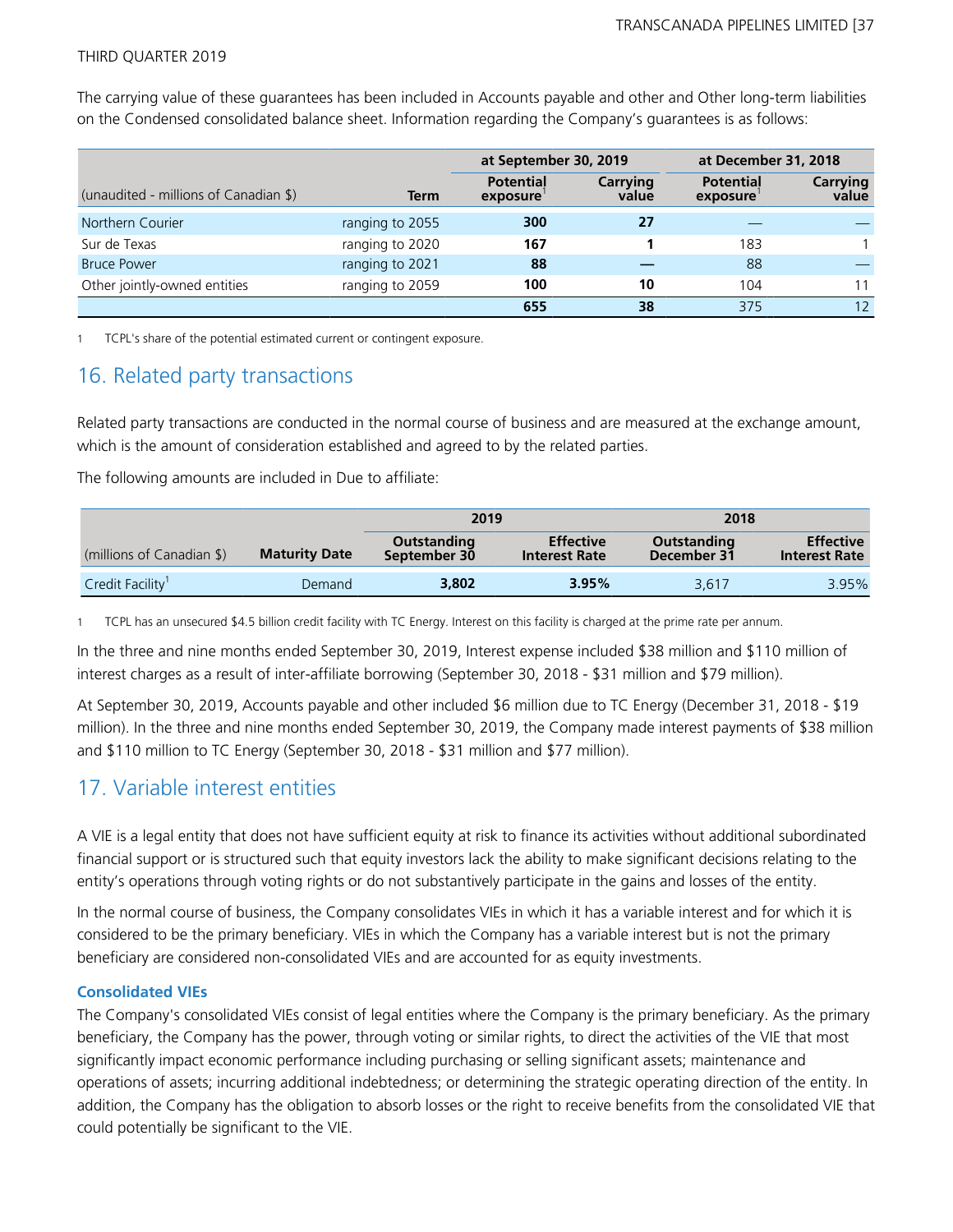The carrying value of these guarantees has been included in Accounts payable and other and Other long-term liabilities on the Condensed consolidated balance sheet. Information regarding the Company's guarantees is as follows:

| (unaudited - millions of Canadian $) | Term | at September 30, 2019 | | at December 31, 2018 | |
|---|---|---|---|---|---|
| | | Potential exposure[1] | Carrying value | Potential exposure[1] | Carrying value |
| Northern Courier | ranging to 2055 | **300** | **27** | — | — |
| Sur de Texas | ranging to 2020 | **167** | **1** | 183 | 1 |
| Bruce Power | ranging to 2021 | **88** | **—** | 88 | — |
| Other jointly-owned entities | ranging to 2059 | **100** | **10** | 104 | 11 |
| | | **655** | **38** | 375 | 12 |

1 TCPL's share of the potential estimated current or contingent exposure.

## 16. Related party transactions

Related party transactions are conducted in the normal course of business and are measured at the exchange amount, which is the amount of consideration established and agreed to by the related parties.

The following amounts are included in Due to affiliate:

| (millions of Canadian $) | Maturity Date | 2019 | | 2018 | |
|---|---|---|---|---|---|
| | | Outstanding September 30 | Effective Interest Rate | Outstanding December 31 | Effective Interest Rate |
| Credit Facility[1] | Demand | **3,802** | **3.95%** | 3,617 | 3.95% |

1 TCPL has an unsecured $4.5 billion credit facility with TC Energy. Interest on this facility is charged at the prime rate per annum.

In the three and nine months ended September 30, 2019, Interest expense included $38 million and $110 million of interest charges as a result of inter-affiliate borrowing (September 30, 2018 - $31 million and $79 million).

At September 30, 2019, Accounts payable and other included $6 million due to TC Energy (December 31, 2018 - $19 million). In the three and nine months ended September 30, 2019, the Company made interest payments of $38 million and $110 million to TC Energy (September 30, 2018 - $31 million and $77 million).

## 17. Variable interest entities

A VIE is a legal entity that does not have sufficient equity at risk to finance its activities without additional subordinated financial support or is structured such that equity investors lack the ability to make significant decisions relating to the entity's operations through voting rights or do not substantively participate in the gains and losses of the entity.

In the normal course of business, the Company consolidates VIEs in which it has a variable interest and for which it is considered to be the primary beneficiary. VIEs in which the Company has a variable interest but is not the primary beneficiary are considered non-consolidated VIEs and are accounted for as equity investments.

### Consolidated VIEs

The Company's consolidated VIEs consist of legal entities where the Company is the primary beneficiary. As the primary beneficiary, the Company has the power, through voting or similar rights, to direct the activities of the VIE that most significantly impact economic performance including purchasing or selling significant assets; maintenance and operations of assets; incurring additional indebtedness; or determining the strategic operating direction of the entity. In addition, the Company has the obligation to absorb losses or the right to receive benefits from the consolidated VIE that could potentially be significant to the VIE.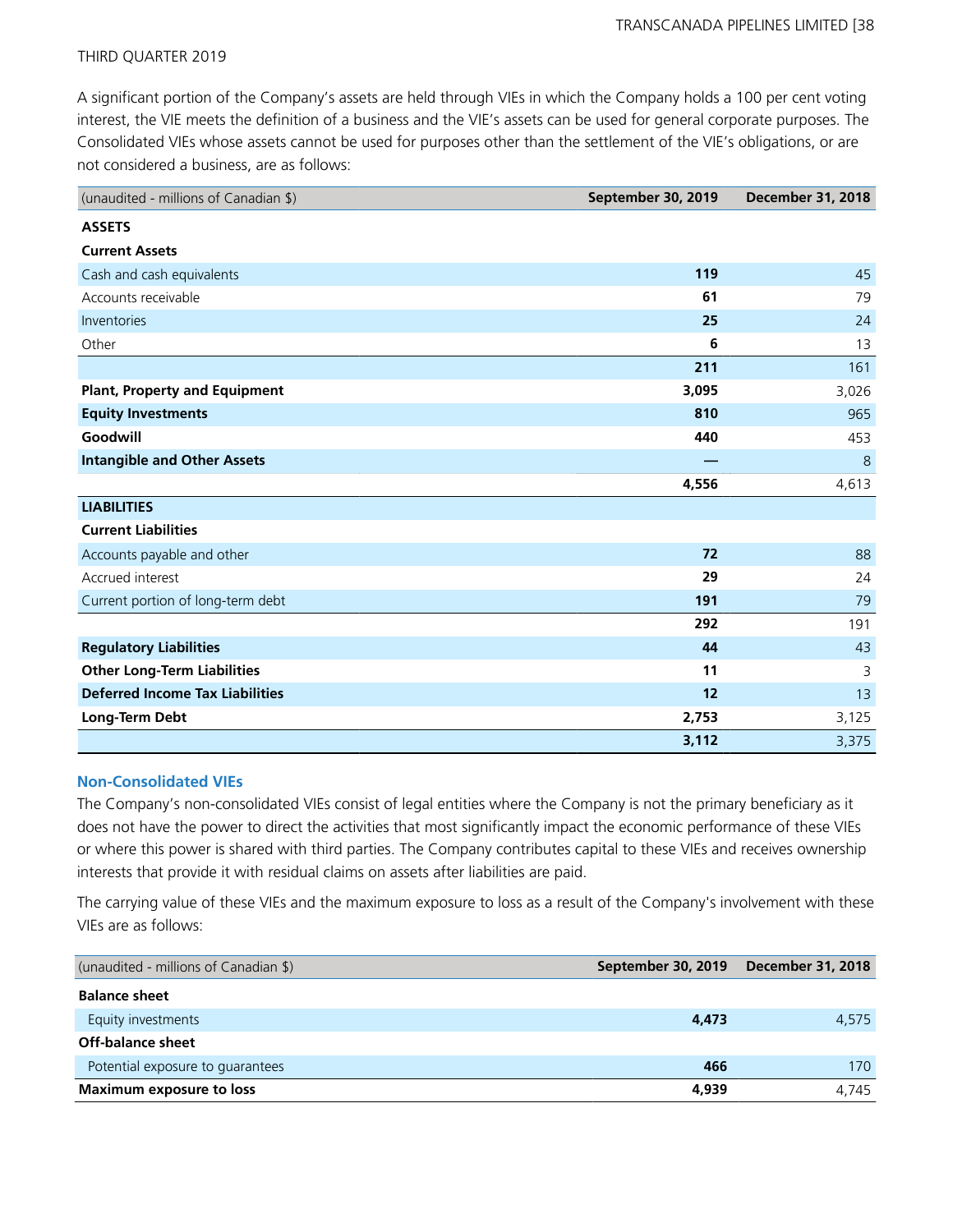A significant portion of the Company's assets are held through VIEs in which the Company holds a 100 per cent voting interest, the VIE meets the definition of a business and the VIE's assets can be used for general corporate purposes. The Consolidated VIEs whose assets cannot be used for purposes other than the settlement of the VIE's obligations, or are not considered a business, are as follows:

| (unaudited - millions of Canadian $) | September 30, 2019 | December 31, 2018 |
|---|---|---|
| **ASSETS** | | |
| **Current Assets** | | |
| Cash and cash equivalents | **119** | 45 |
| Accounts receivable | **61** | 79 |
| Inventories | **25** | 24 |
| Other | **6** | 13 |
| | **211** | 161 |
| **Plant, Property and Equipment** | **3,095** | 3,026 |
| **Equity Investments** | **810** | 965 |
| **Goodwill** | **440** | 453 |
| **Intangible and Other Assets** | **—** | 8 |
| | **4,556** | 4,613 |
| **LIABILITIES** | | |
| **Current Liabilities** | | |
| Accounts payable and other | **72** | 88 |
| Accrued interest | **29** | 24 |
| Current portion of long-term debt | **191** | 79 |
| | **292** | 191 |
| **Regulatory Liabilities** | **44** | 43 |
| **Other Long-Term Liabilities** | **11** | 3 |
| **Deferred Income Tax Liabilities** | **12** | 13 |
| **Long-Term Debt** | **2,753** | 3,125 |
| | **3,112** | 3,375 |

### Non-Consolidated VIEs

The Company's non-consolidated VIEs consist of legal entities where the Company is not the primary beneficiary as it does not have the power to direct the activities that most significantly impact the economic performance of these VIEs or where this power is shared with third parties. The Company contributes capital to these VIEs and receives ownership interests that provide it with residual claims on assets after liabilities are paid.

The carrying value of these VIEs and the maximum exposure to loss as a result of the Company's involvement with these VIEs are as follows:

| (unaudited - millions of Canadian $) | September 30, 2019 | December 31, 2018 |
|---|---|---|
| **Balance sheet** | | |
| Equity investments | **4,473** | 4,575 |
| **Off-balance sheet** | | |
| Potential exposure to guarantees | **466** | 170 |
| **Maximum exposure to loss** | **4,939** | 4,745 |